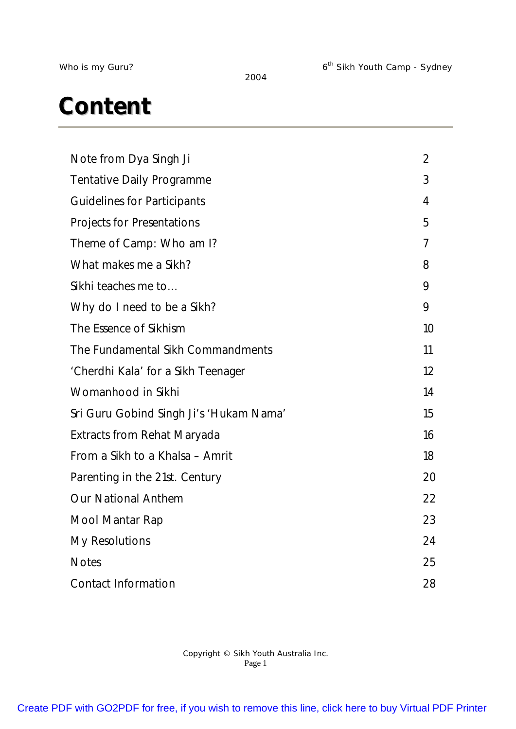# Content

| | |
|---|---|
| Note from Dya Singh Ji | 2 |
| Tentative Daily Programme | 3 |
| Guidelines for Participants | 4 |
| Projects for Presentations | 5 |
| Theme of Camp: Who am I? | 7 |
| What makes me a Sikh? | 8 |
| Sikhi teaches me to… | 9 |
| Why do I need to be a Sikh? | 9 |
| The Essence of Sikhism | 10 |
| The Fundamental Sikh Commandments | 11 |
| 'Cherdhi Kala' for a Sikh Teenager | 12 |
| Womanhood in Sikhi | 14 |
| Sri Guru Gobind Singh Ji's 'Hukam Nama' | 15 |
| Extracts from Rehat Maryada | 16 |
| From a Sikh to a Khalsa – Amrit | 18 |
| Parenting in the 21st. Century | 20 |
| Our National Anthem | 22 |
| Mool Mantar Rap | 23 |
| My Resolutions | 24 |
| Notes | 25 |
| Contact Information | 28 |

Copyright © Sikh Youth Australia Inc.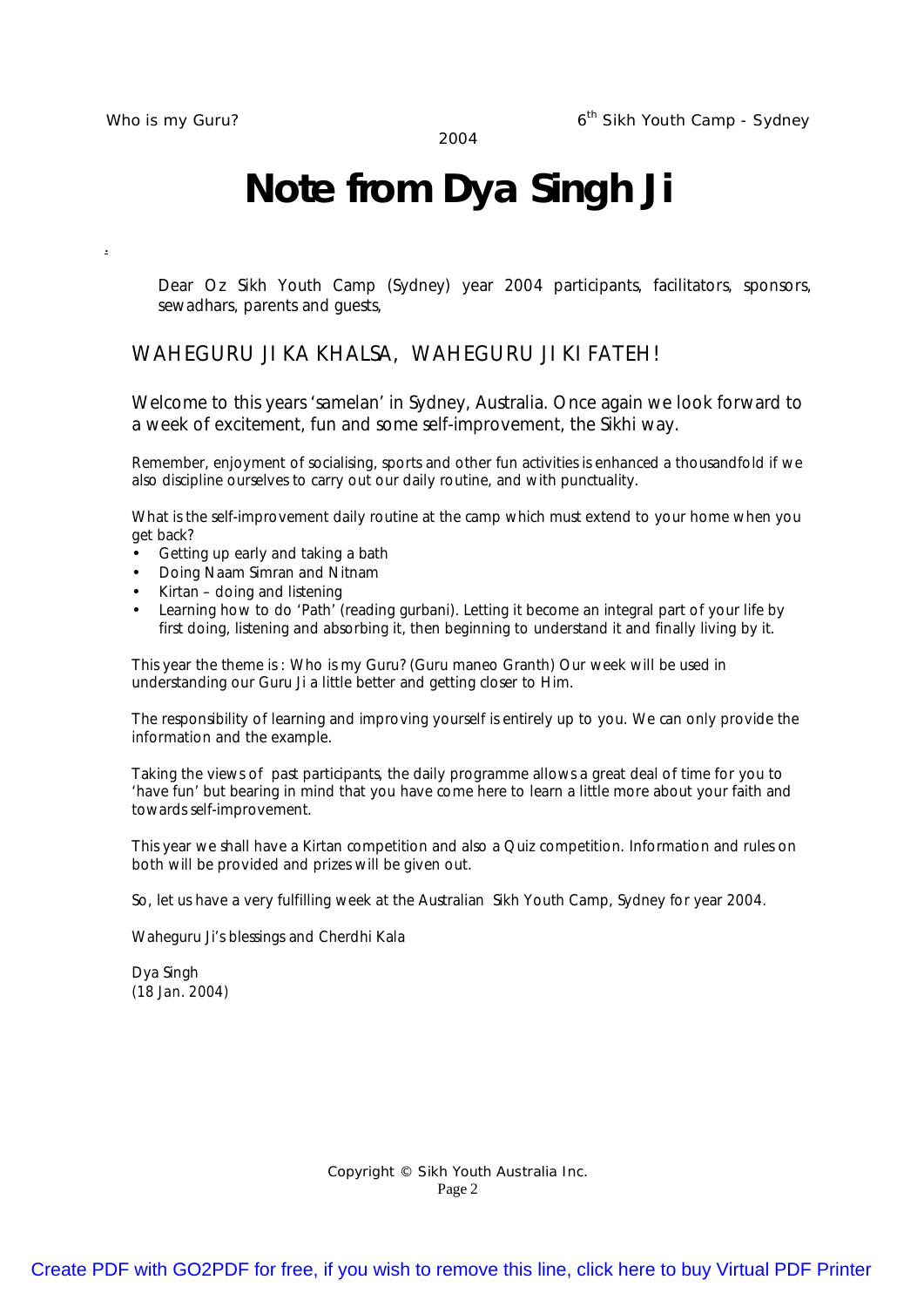# Note from Dya Singh Ji

Dear Oz Sikh Youth Camp (Sydney) year 2004 participants, facilitators, sponsors, sewadhars, parents and guests,

WAHEGURU JI KA KHALSA, WAHEGURU JI KI FATEH!

Welcome to this years 'samelan' in Sydney, Australia. Once again we look forward to a week of excitement, fun and some self-improvement, the Sikhi way.

Remember, enjoyment of socialising, sports and other fun activities is enhanced a thousandfold if we also discipline ourselves to carry out our daily routine, and with punctuality.

What is the self-improvement daily routine at the camp which must extend to your home when you get back?

- Getting up early and taking a bath
- Doing Naam Simran and Nitnam
- Kirtan – doing and listening
- Learning how to do 'Path' (reading gurbani). Letting it become an integral part of your life by first doing, listening and absorbing it, then beginning to understand it and finally living by it.

This year the theme is : Who is my Guru? (Guru maneo Granth) Our week will be used in understanding our Guru Ji a little better and getting closer to Him.

The responsibility of learning and improving yourself is entirely up to you. We can only provide the information and the example.

Taking the views of past participants, the daily programme allows a great deal of time for you to 'have fun' but bearing in mind that you have come here to learn a little more about your faith and towards self-improvement.

This year we shall have a Kirtan competition and also a Quiz competition. Information and rules on both will be provided and prizes will be given out.

So, let us have a very fulfilling week at the Australian Sikh Youth Camp, Sydney for year 2004.

Waheguru Ji's blessings and Cherdhi Kala

Dya Singh
(18 Jan. 2004)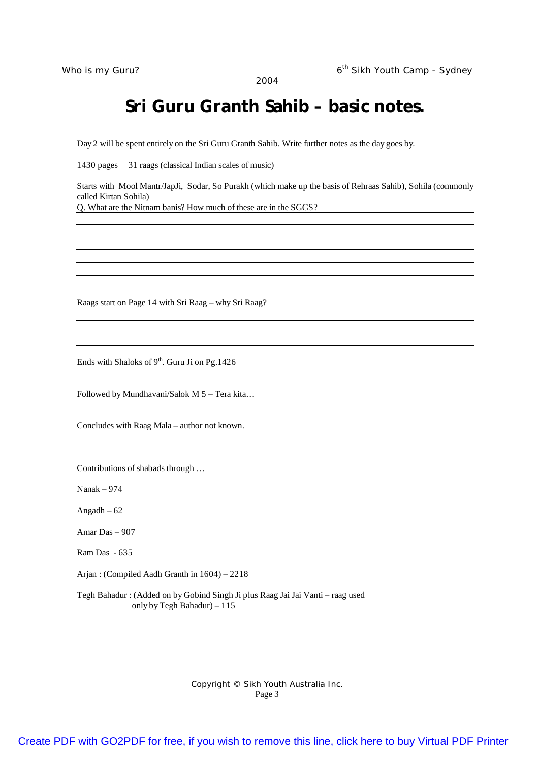# Sri Guru Granth Sahib – basic notes.

Day 2 will be spent entirely on the Sri Guru Granth Sahib. Write further notes as the day goes by.

1430 pages     31 raags (classical Indian scales of music)

Starts with Mool Mantr/JapJi, Sodar, So Purakh (which make up the basis of Rehraas Sahib), Sohila (commonly called Kirtan Sohila)

Q. What are the Nitnam banis? How much of these are in the SGGS?

Raags start on Page 14 with Sri Raag – why Sri Raag?

Ends with Shaloks of 9th. Guru Ji on Pg.1426

Followed by Mundhavani/Salok M 5 – Tera kita…

Concludes with Raag Mala – author not known.

Contributions of shabads through …

Nanak – 974

Angadh – 62

Amar Das – 907

Ram Das - 635

Arjan : (Compiled Aadh Granth in 1604) – 2218

Tegh Bahadur : (Added on by Gobind Singh Ji plus Raag Jai Jai Vanti – raag used only by Tegh Bahadur) – 115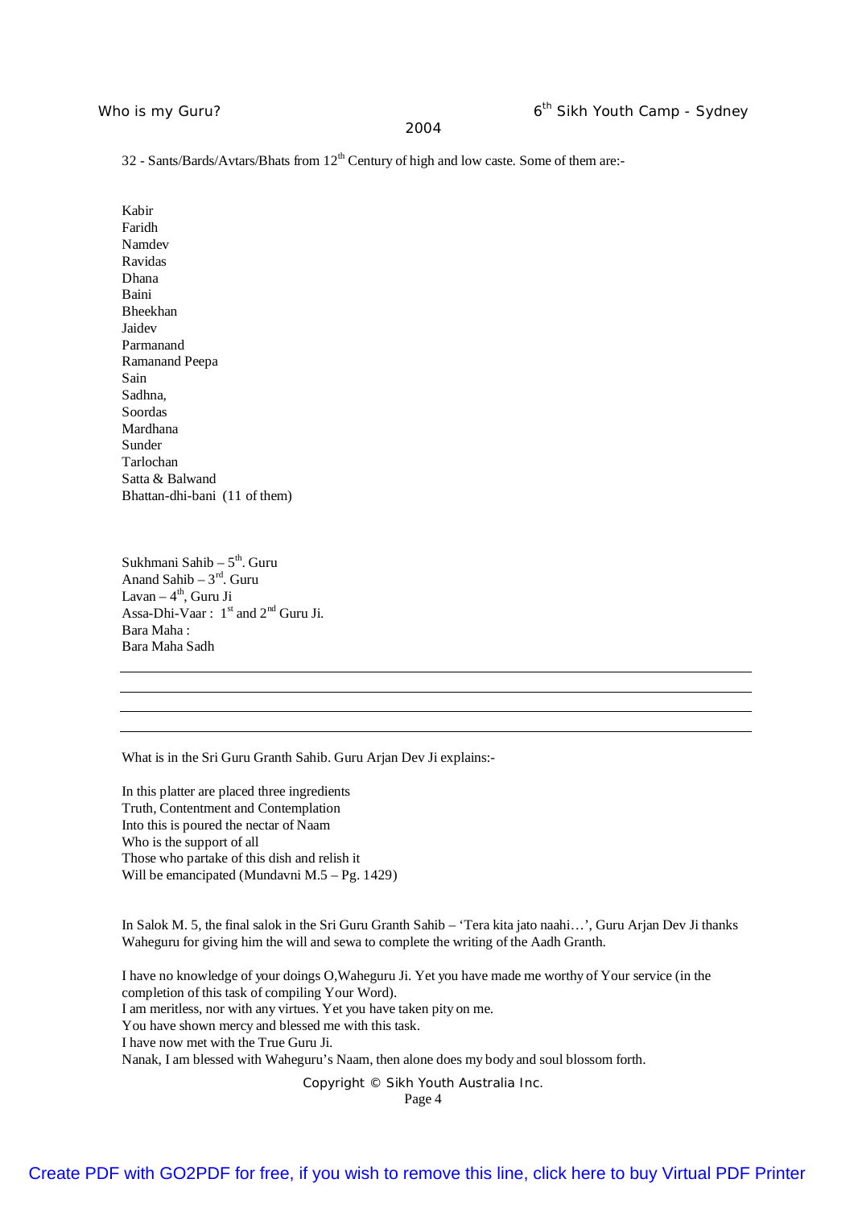32 - Sants/Bards/Avtars/Bhats from 12th Century of high and low caste. Some of them are:-

Kabir
Faridh
Namdev
Ravidas
Dhana
Baini
Bheekhan
Jaidev
Parmanand
Ramanand Peepa
Sain
Sadhna,
Soordas
Mardhana
Sunder
Tarlochan
Satta & Balwand
Bhattan-dhi-bani (11 of them)

Sukhmani Sahib – 5th. Guru
Anand Sahib – 3rd. Guru
Lavan – 4th, Guru Ji
Assa-Dhi-Vaar : 1st and 2nd Guru Ji.
Bara Maha :
Bara Maha Sadh

---

What is in the Sri Guru Granth Sahib. Guru Arjan Dev Ji explains:-

In this platter are placed three ingredients
Truth, Contentment and Contemplation
Into this is poured the nectar of Naam
Who is the support of all
Those who partake of this dish and relish it
Will be emancipated (Mundavni M.5 – Pg. 1429)

In Salok M. 5, the final salok in the Sri Guru Granth Sahib – 'Tera kita jato naahi…', Guru Arjan Dev Ji thanks Waheguru for giving him the will and sewa to complete the writing of the Aadh Granth.

I have no knowledge of your doings O,Waheguru Ji. Yet you have made me worthy of Your service (in the completion of this task of compiling Your Word).
I am meritless, nor with any virtues. Yet you have taken pity on me.
You have shown mercy and blessed me with this task.
I have now met with the True Guru Ji.
Nanak, I am blessed with Waheguru's Naam, then alone does my body and soul blossom forth.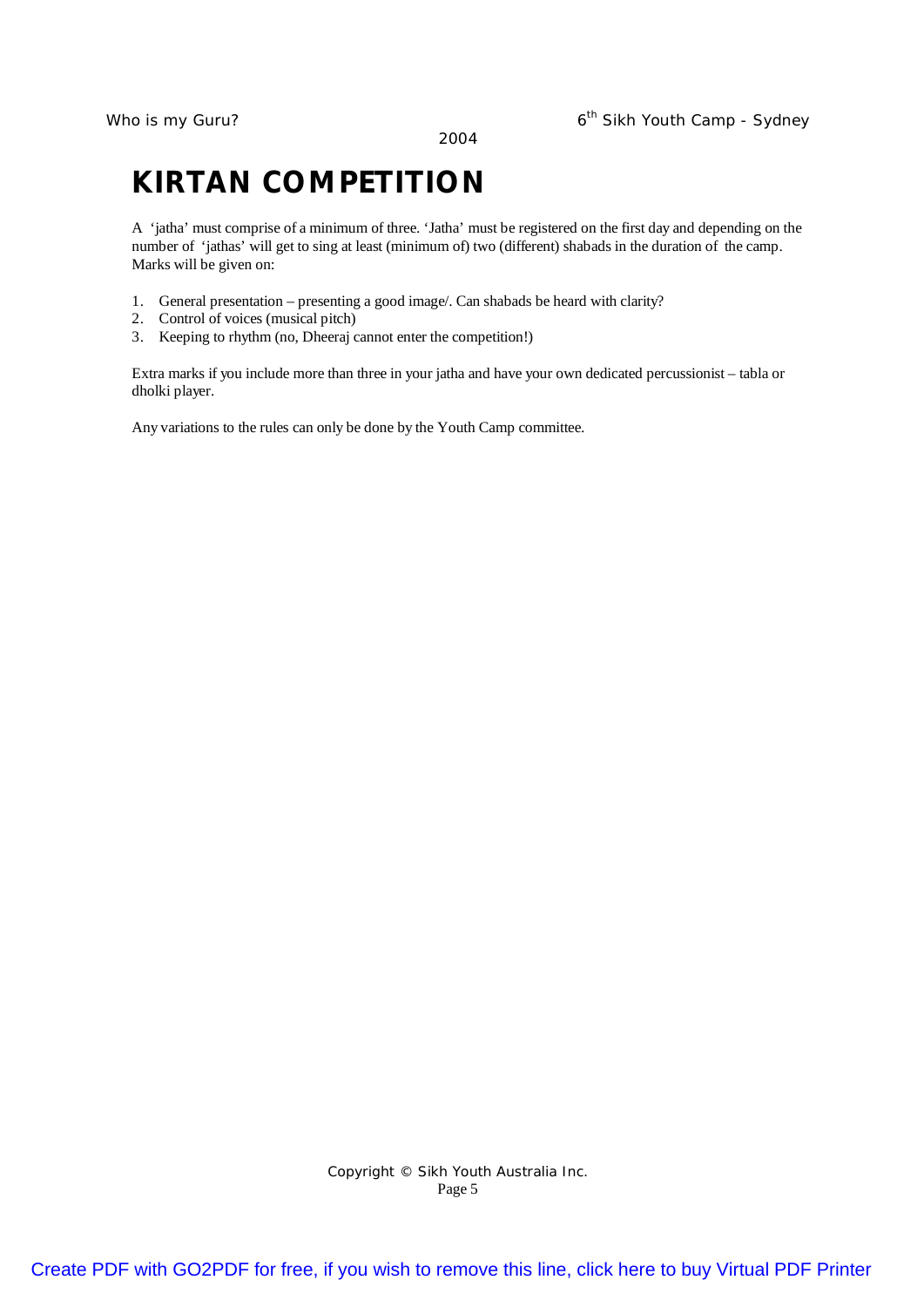# KIRTAN COMPETITION

A 'jatha' must comprise of a minimum of three. 'Jatha' must be registered on the first day and depending on the number of 'jathas' will get to sing at least (minimum of) two (different) shabads in the duration of the camp. Marks will be given on:

1. General presentation – presenting a good image/. Can shabads be heard with clarity?
2. Control of voices (musical pitch)
3. Keeping to rhythm (no, Dheeraj cannot enter the competition!)

Extra marks if you include more than three in your jatha and have your own dedicated percussionist – tabla or dholki player.

Any variations to the rules can only be done by the Youth Camp committee.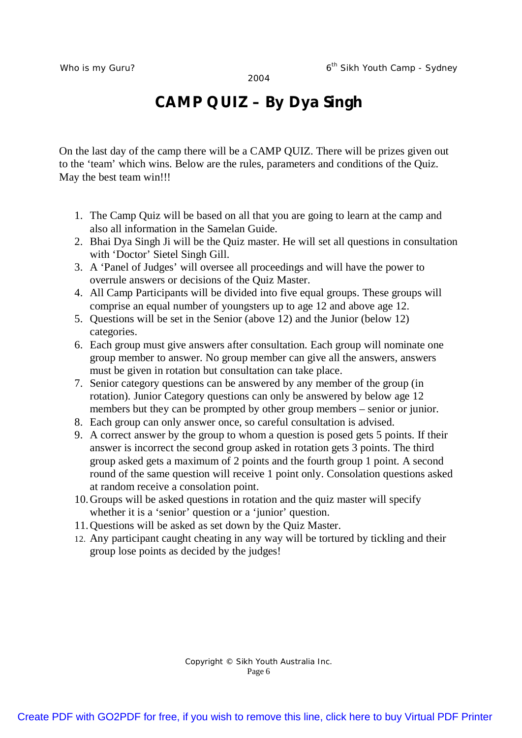# CAMP QUIZ – By Dya Singh

On the last day of the camp there will be a CAMP QUIZ. There will be prizes given out to the 'team' which wins. Below are the rules, parameters and conditions of the Quiz. May the best team win!!!

1. The Camp Quiz will be based on all that you are going to learn at the camp and also all information in the Samelan Guide.
2. Bhai Dya Singh Ji will be the Quiz master. He will set all questions in consultation with 'Doctor' Sietel Singh Gill.
3. A 'Panel of Judges' will oversee all proceedings and will have the power to overrule answers or decisions of the Quiz Master.
4. All Camp Participants will be divided into five equal groups. These groups will comprise an equal number of youngsters up to age 12 and above age 12.
5. Questions will be set in the Senior (above 12) and the Junior (below 12) categories.
6. Each group must give answers after consultation. Each group will nominate one group member to answer. No group member can give all the answers, answers must be given in rotation but consultation can take place.
7. Senior category questions can be answered by any member of the group (in rotation). Junior Category questions can only be answered by below age 12 members but they can be prompted by other group members – senior or junior.
8. Each group can only answer once, so careful consultation is advised.
9. A correct answer by the group to whom a question is posed gets 5 points. If their answer is incorrect the second group asked in rotation gets 3 points. The third group asked gets a maximum of 2 points and the fourth group 1 point. A second round of the same question will receive 1 point only. Consolation questions asked at random receive a consolation point.
10. Groups will be asked questions in rotation and the quiz master will specify whether it is a 'senior' question or a 'junior' question.
11. Questions will be asked as set down by the Quiz Master.
12. Any participant caught cheating in any way will be tortured by tickling and their group lose points as decided by the judges!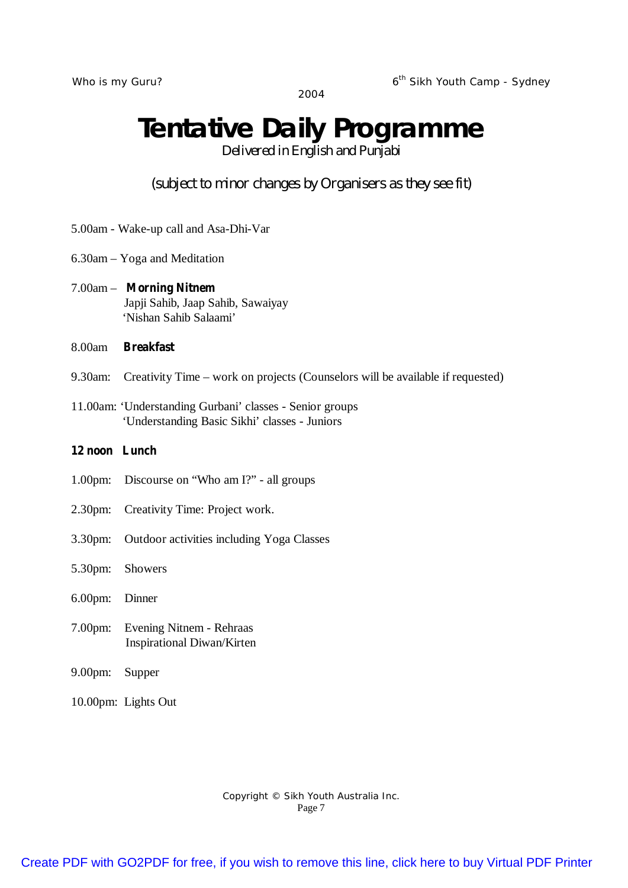# Tentative Daily Programme

*Delivered in English and Punjabi*

*(subject to minor changes by Organisers as they see fit)*

5.00am - Wake-up call and Asa-Dhi-Var

6.30am – Yoga and Meditation

7.00am – **Morning Nitnem**
Japji Sahib, Jaap Sahib, Sawaiyay
'Nishan Sahib Salaami'

8.00am **Breakfast**

9.30am: Creativity Time – work on projects (Counselors will be available if requested)

11.00am: 'Understanding Gurbani' classes - Senior groups
'Understanding Basic Sikhi' classes - Juniors

**12 noon Lunch**

1.00pm: Discourse on "Who am I?" - all groups

2.30pm: Creativity Time: Project work.

3.30pm: Outdoor activities including Yoga Classes

5.30pm: Showers

6.00pm: Dinner

7.00pm: Evening Nitnem - Rehraas
Inspirational Diwan/Kirten

9.00pm: Supper

10.00pm: Lights Out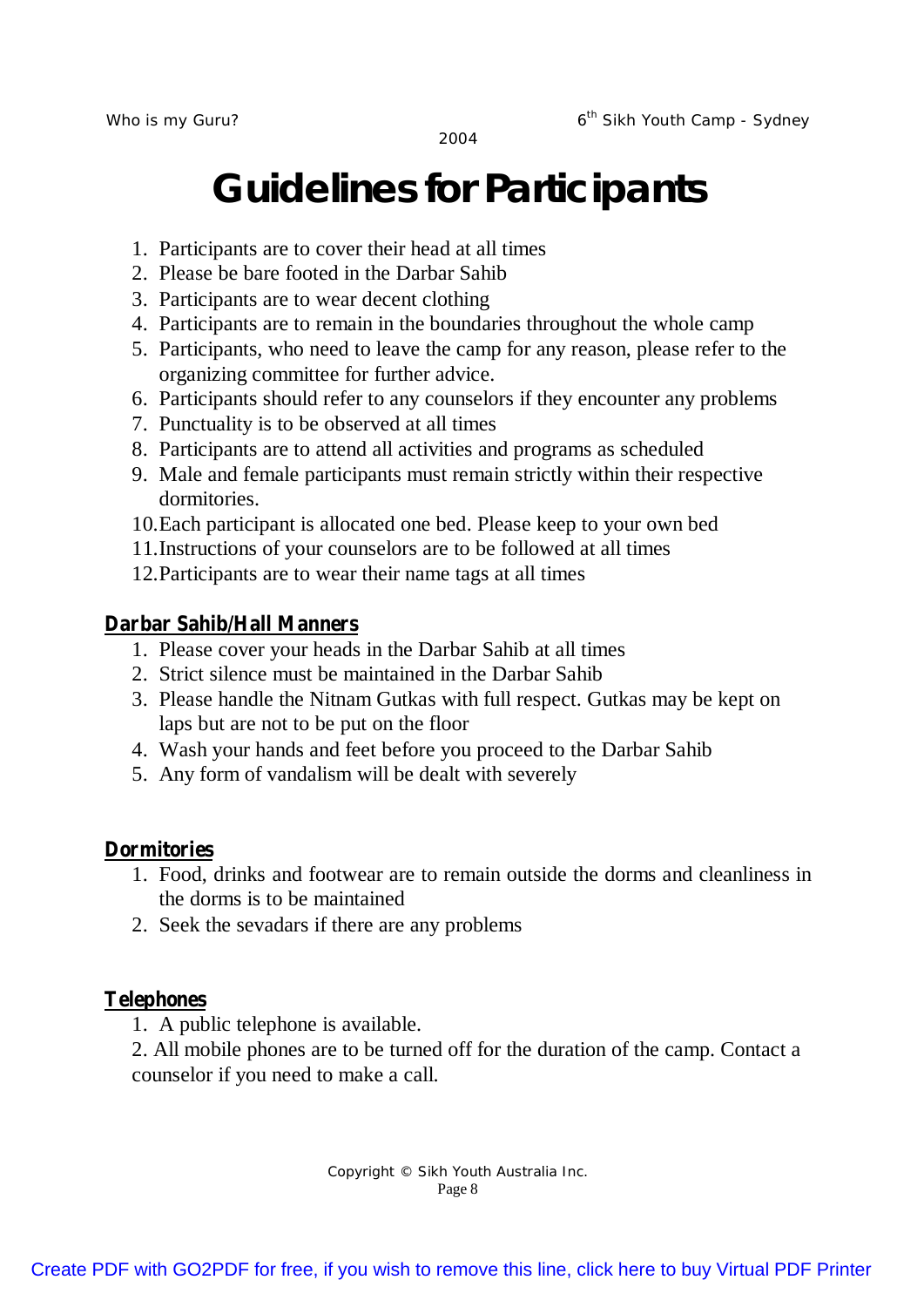# Guidelines for Participants

1. Participants are to cover their head at all times
2. Please be bare footed in the Darbar Sahib
3. Participants are to wear decent clothing
4. Participants are to remain in the boundaries throughout the whole camp
5. Participants, who need to leave the camp for any reason, please refer to the organizing committee for further advice.
6. Participants should refer to any counselors if they encounter any problems
7. Punctuality is to be observed at all times
8. Participants are to attend all activities and programs as scheduled
9. Male and female participants must remain strictly within their respective dormitories.
10. Each participant is allocated one bed. Please keep to your own bed
11. Instructions of your counselors are to be followed at all times
12. Participants are to wear their name tags at all times

**Darbar Sahib/Hall Manners**

1. Please cover your heads in the Darbar Sahib at all times
2. Strict silence must be maintained in the Darbar Sahib
3. Please handle the Nitnam Gutkas with full respect. Gutkas may be kept on laps but are not to be put on the floor
4. Wash your hands and feet before you proceed to the Darbar Sahib
5. Any form of vandalism will be dealt with severely

**Dormitories**

1. Food, drinks and footwear are to remain outside the dorms and cleanliness in the dorms is to be maintained
2. Seek the sevadars if there are any problems

**Telephones**

1. A public telephone is available.
2. All mobile phones are to be turned off for the duration of the camp. Contact a counselor if you need to make a call.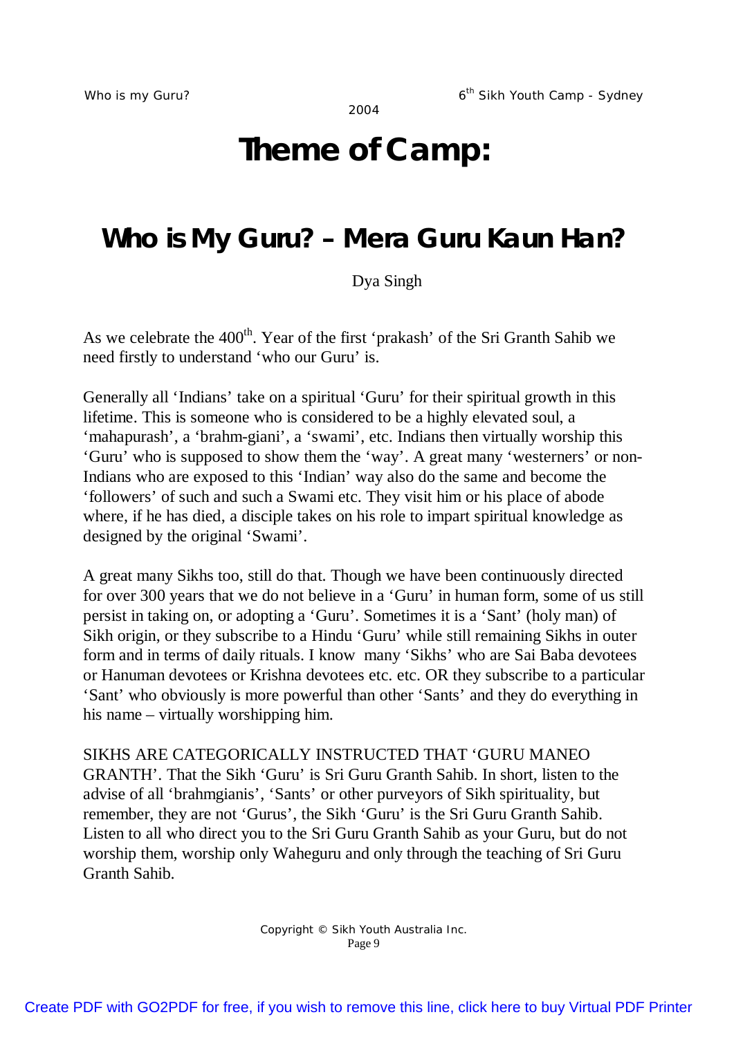# Theme of Camp:

## Who is My Guru? – Mera Guru Kaun Han?

Dya Singh

As we celebrate the 400th. Year of the first 'prakash' of the Sri Granth Sahib we need firstly to understand 'who our Guru' is.

Generally all 'Indians' take on a spiritual 'Guru' for their spiritual growth in this lifetime. This is someone who is considered to be a highly elevated soul, a 'mahapurash', a 'brahm-giani', a 'swami', etc. Indians then virtually worship this 'Guru' who is supposed to show them the 'way'. A great many 'westerners' or non-Indians who are exposed to this 'Indian' way also do the same and become the 'followers' of such and such a Swami etc. They visit him or his place of abode where, if he has died, a disciple takes on his role to impart spiritual knowledge as designed by the original 'Swami'.

A great many Sikhs too, still do that. Though we have been continuously directed for over 300 years that we do not believe in a 'Guru' in human form, some of us still persist in taking on, or adopting a 'Guru'. Sometimes it is a 'Sant' (holy man) of Sikh origin, or they subscribe to a Hindu 'Guru' while still remaining Sikhs in outer form and in terms of daily rituals. I know many 'Sikhs' who are Sai Baba devotees or Hanuman devotees or Krishna devotees etc. etc. OR they subscribe to a particular 'Sant' who obviously is more powerful than other 'Sants' and they do everything in his name – virtually worshipping him.

SIKHS ARE CATEGORICALLY INSTRUCTED THAT 'GURU MANEO GRANTH'. That the Sikh 'Guru' is Sri Guru Granth Sahib. In short, listen to the advise of all 'brahmgianis', 'Sants' or other purveyors of Sikh spirituality, but remember, they are not 'Gurus', the Sikh 'Guru' is the Sri Guru Granth Sahib. Listen to all who direct you to the Sri Guru Granth Sahib as your Guru, but do not worship them, worship only Waheguru and only through the teaching of Sri Guru Granth Sahib.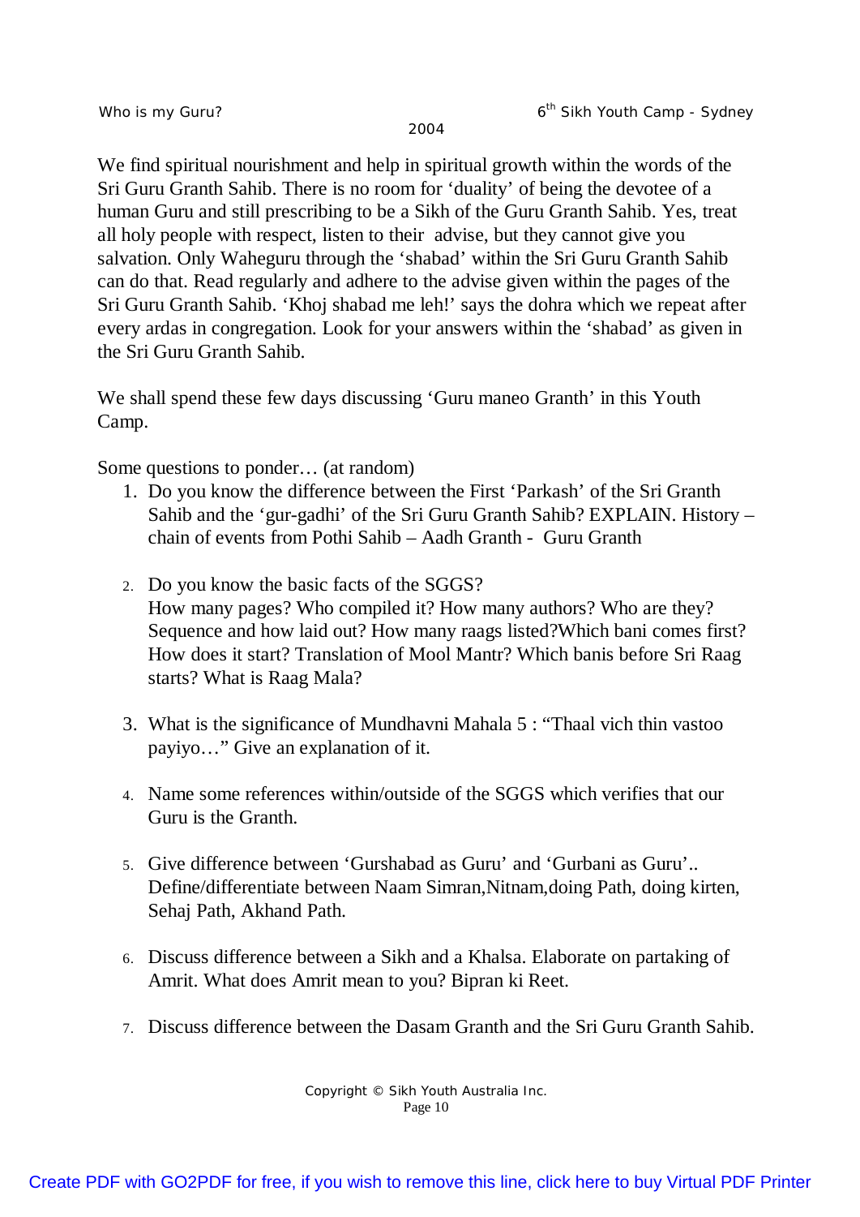We find spiritual nourishment and help in spiritual growth within the words of the Sri Guru Granth Sahib. There is no room for 'duality' of being the devotee of a human Guru and still prescribing to be a Sikh of the Guru Granth Sahib. Yes, treat all holy people with respect, listen to their advise, but they cannot give you salvation. Only Waheguru through the 'shabad' within the Sri Guru Granth Sahib can do that. Read regularly and adhere to the advise given within the pages of the Sri Guru Granth Sahib. 'Khoj shabad me leh!' says the dohra which we repeat after every ardas in congregation. Look for your answers within the 'shabad' as given in the Sri Guru Granth Sahib.

We shall spend these few days discussing 'Guru maneo Granth' in this Youth Camp.

Some questions to ponder… (at random)

1. Do you know the difference between the First 'Parkash' of the Sri Granth Sahib and the 'gur-gadhi' of the Sri Guru Granth Sahib? EXPLAIN. History – chain of events from Pothi Sahib – Aadh Granth - Guru Granth

2. Do you know the basic facts of the SGGS?
   How many pages? Who compiled it? How many authors? Who are they? Sequence and how laid out? How many raags listed?Which bani comes first? How does it start? Translation of Mool Mantr? Which banis before Sri Raag starts? What is Raag Mala?

3. What is the significance of Mundhavni Mahala 5 : "Thaal vich thin vastoo payiyo…" Give an explanation of it.

4. Name some references within/outside of the SGGS which verifies that our Guru is the Granth.

5. Give difference between 'Gurshabad as Guru' and 'Gurbani as Guru'.. Define/differentiate between Naam Simran,Nitnam,doing Path, doing kirten, Sehaj Path, Akhand Path.

6. Discuss difference between a Sikh and a Khalsa. Elaborate on partaking of Amrit. What does Amrit mean to you? Bipran ki Reet.

7. Discuss difference between the Dasam Granth and the Sri Guru Granth Sahib.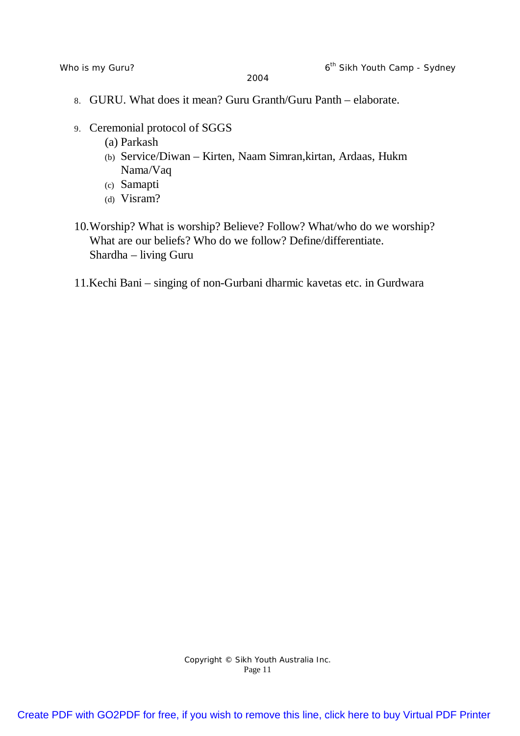8. GURU. What does it mean? Guru Granth/Guru Panth – elaborate.

9. Ceremonial protocol of SGGS
   (a) Parkash
   (b) Service/Diwan – Kirten, Naam Simran,kirtan, Ardaas, Hukm Nama/Vaq
   (c) Samapti
   (d) Visram?

10. Worship? What is worship? Believe? Follow? What/who do we worship? What are our beliefs? Who do we follow? Define/differentiate.
    Shardha – living Guru

11. Kechi Bani – singing of non-Gurbani dharmic kavetas etc. in Gurdwara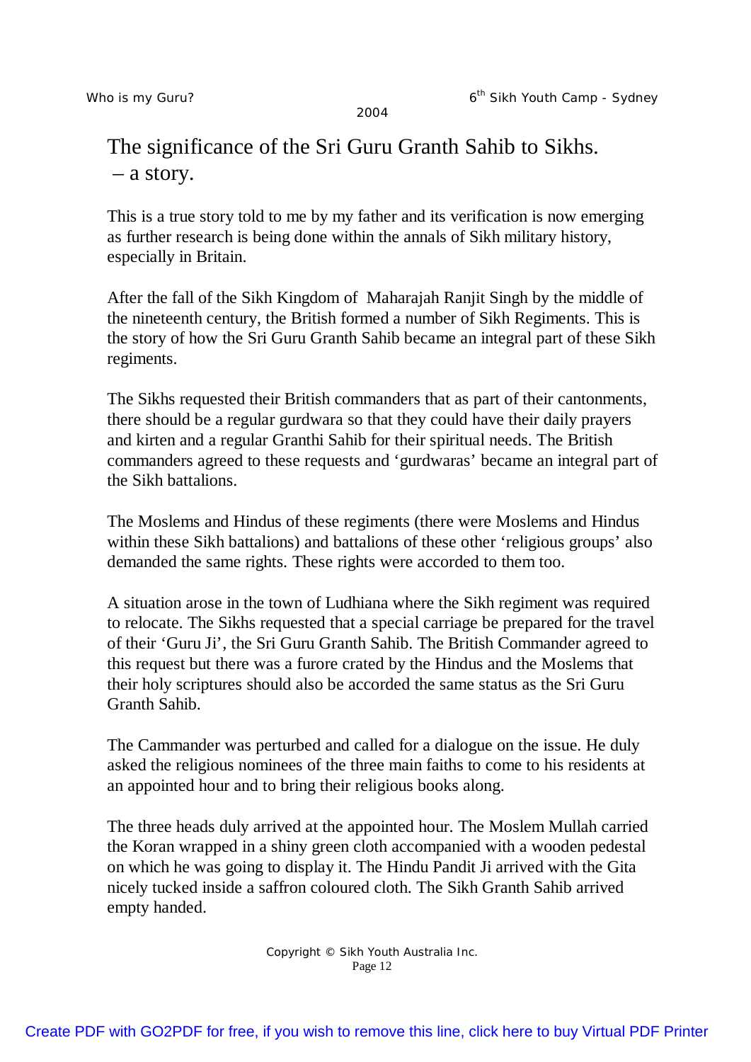# The significance of the Sri Guru Granth Sahib to Sikhs. – a story.

This is a true story told to me by my father and its verification is now emerging as further research is being done within the annals of Sikh military history, especially in Britain.

After the fall of the Sikh Kingdom of Maharajah Ranjit Singh by the middle of the nineteenth century, the British formed a number of Sikh Regiments. This is the story of how the Sri Guru Granth Sahib became an integral part of these Sikh regiments.

The Sikhs requested their British commanders that as part of their cantonments, there should be a regular gurdwara so that they could have their daily prayers and kirten and a regular Granthi Sahib for their spiritual needs. The British commanders agreed to these requests and 'gurdwaras' became an integral part of the Sikh battalions.

The Moslems and Hindus of these regiments (there were Moslems and Hindus within these Sikh battalions) and battalions of these other 'religious groups' also demanded the same rights. These rights were accorded to them too.

A situation arose in the town of Ludhiana where the Sikh regiment was required to relocate. The Sikhs requested that a special carriage be prepared for the travel of their 'Guru Ji', the Sri Guru Granth Sahib. The British Commander agreed to this request but there was a furore crated by the Hindus and the Moslems that their holy scriptures should also be accorded the same status as the Sri Guru Granth Sahib.

The Cammander was perturbed and called for a dialogue on the issue. He duly asked the religious nominees of the three main faiths to come to his residents at an appointed hour and to bring their religious books along.

The three heads duly arrived at the appointed hour. The Moslem Mullah carried the Koran wrapped in a shiny green cloth accompanied with a wooden pedestal on which he was going to display it. The Hindu Pandit Ji arrived with the Gita nicely tucked inside a saffron coloured cloth. The Sikh Granth Sahib arrived empty handed.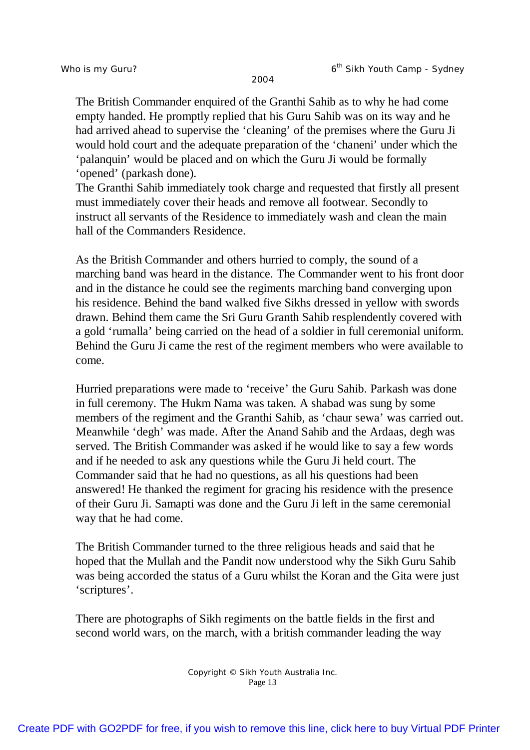The British Commander enquired of the Granthi Sahib as to why he had come empty handed. He promptly replied that his Guru Sahib was on its way and he had arrived ahead to supervise the 'cleaning' of the premises where the Guru Ji would hold court and the adequate preparation of the 'chaneni' under which the 'palanquin' would be placed and on which the Guru Ji would be formally 'opened' (parkash done).
The Granthi Sahib immediately took charge and requested that firstly all present must immediately cover their heads and remove all footwear. Secondly to instruct all servants of the Residence to immediately wash and clean the main hall of the Commanders Residence.

As the British Commander and others hurried to comply, the sound of a marching band was heard in the distance. The Commander went to his front door and in the distance he could see the regiments marching band converging upon his residence. Behind the band walked five Sikhs dressed in yellow with swords drawn. Behind them came the Sri Guru Granth Sahib resplendently covered with a gold 'rumalla' being carried on the head of a soldier in full ceremonial uniform. Behind the Guru Ji came the rest of the regiment members who were available to come.

Hurried preparations were made to 'receive' the Guru Sahib. Parkash was done in full ceremony. The Hukm Nama was taken. A shabad was sung by some members of the regiment and the Granthi Sahib, as 'chaur sewa' was carried out. Meanwhile 'degh' was made. After the Anand Sahib and the Ardaas, degh was served. The British Commander was asked if he would like to say a few words and if he needed to ask any questions while the Guru Ji held court. The Commander said that he had no questions, as all his questions had been answered! He thanked the regiment for gracing his residence with the presence of their Guru Ji. Samapti was done and the Guru Ji left in the same ceremonial way that he had come.

The British Commander turned to the three religious heads and said that he hoped that the Mullah and the Pandit now understood why the Sikh Guru Sahib was being accorded the status of a Guru whilst the Koran and the Gita were just 'scriptures'.

There are photographs of Sikh regiments on the battle fields in the first and second world wars, on the march, with a british commander leading the way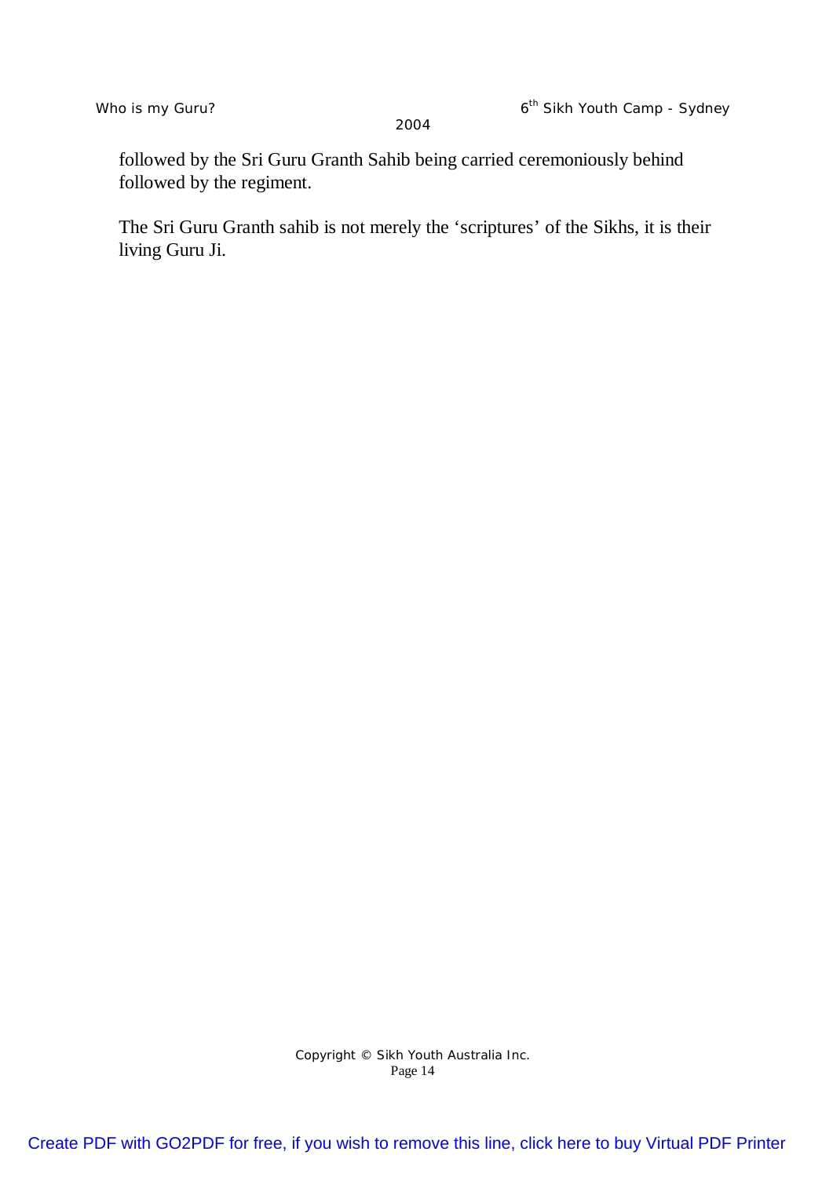followed by the Sri Guru Granth Sahib being carried ceremoniously behind followed by the regiment.

The Sri Guru Granth sahib is not merely the ‘scriptures’ of the Sikhs, it is their living Guru Ji.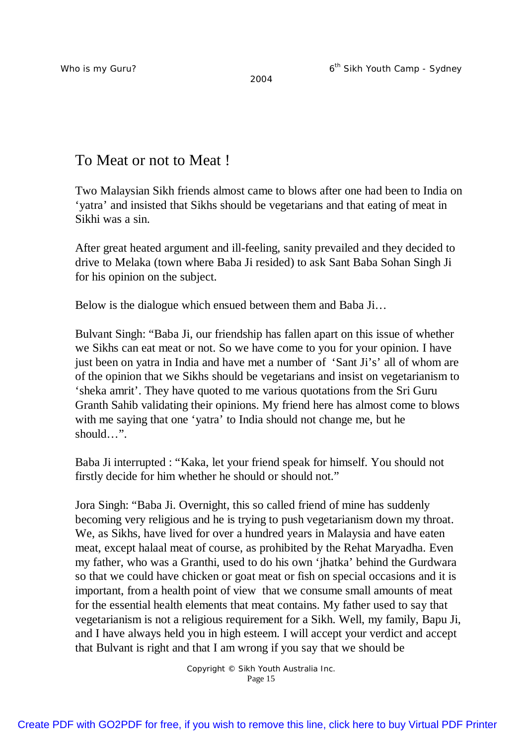# To Meat or not to Meat !

Two Malaysian Sikh friends almost came to blows after one had been to India on 'yatra' and insisted that Sikhs should be vegetarians and that eating of meat in Sikhi was a sin.

After great heated argument and ill-feeling, sanity prevailed and they decided to drive to Melaka (town where Baba Ji resided) to ask Sant Baba Sohan Singh Ji for his opinion on the subject.

Below is the dialogue which ensued between them and Baba Ji…

Bulvant Singh: "Baba Ji, our friendship has fallen apart on this issue of whether we Sikhs can eat meat or not. So we have come to you for your opinion. I have just been on yatra in India and have met a number of 'Sant Ji's' all of whom are of the opinion that we Sikhs should be vegetarians and insist on vegetarianism to 'sheka amrit'. They have quoted to me various quotations from the Sri Guru Granth Sahib validating their opinions. My friend here has almost come to blows with me saying that one 'yatra' to India should not change me, but he should…".

Baba Ji interrupted : "Kaka, let your friend speak for himself. You should not firstly decide for him whether he should or should not."

Jora Singh: "Baba Ji. Overnight, this so called friend of mine has suddenly becoming very religious and he is trying to push vegetarianism down my throat. We, as Sikhs, have lived for over a hundred years in Malaysia and have eaten meat, except halaal meat of course, as prohibited by the Rehat Maryadha. Even my father, who was a Granthi, used to do his own 'jhatka' behind the Gurdwara so that we could have chicken or goat meat or fish on special occasions and it is important, from a health point of view that we consume small amounts of meat for the essential health elements that meat contains. My father used to say that vegetarianism is not a religious requirement for a Sikh. Well, my family, Bapu Ji, and I have always held you in high esteem. I will accept your verdict and accept that Bulvant is right and that I am wrong if you say that we should be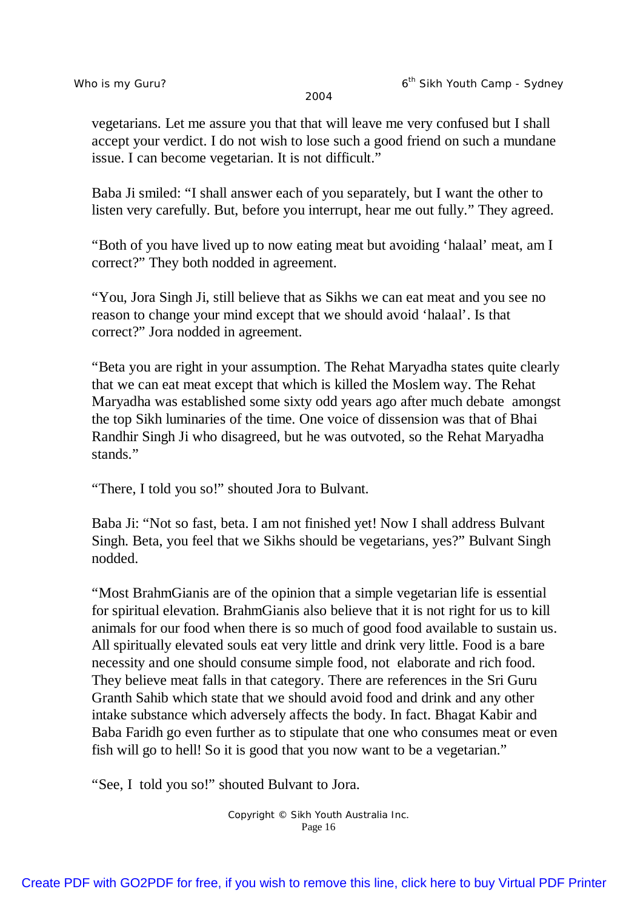vegetarians. Let me assure you that that will leave me very confused but I shall accept your verdict. I do not wish to lose such a good friend on such a mundane issue. I can become vegetarian. It is not difficult."

Baba Ji smiled: "I shall answer each of you separately, but I want the other to listen very carefully. But, before you interrupt, hear me out fully." They agreed.

"Both of you have lived up to now eating meat but avoiding 'halaal' meat, am I correct?" They both nodded in agreement.

"You, Jora Singh Ji, still believe that as Sikhs we can eat meat and you see no reason to change your mind except that we should avoid 'halaal'. Is that correct?" Jora nodded in agreement.

"Beta you are right in your assumption. The Rehat Maryadha states quite clearly that we can eat meat except that which is killed the Moslem way. The Rehat Maryadha was established some sixty odd years ago after much debate amongst the top Sikh luminaries of the time. One voice of dissension was that of Bhai Randhir Singh Ji who disagreed, but he was outvoted, so the Rehat Maryadha stands."

"There, I told you so!" shouted Jora to Bulvant.

Baba Ji: "Not so fast, beta. I am not finished yet! Now I shall address Bulvant Singh. Beta, you feel that we Sikhs should be vegetarians, yes?" Bulvant Singh nodded.

"Most BrahmGianis are of the opinion that a simple vegetarian life is essential for spiritual elevation. BrahmGianis also believe that it is not right for us to kill animals for our food when there is so much of good food available to sustain us. All spiritually elevated souls eat very little and drink very little. Food is a bare necessity and one should consume simple food, not elaborate and rich food. They believe meat falls in that category. There are references in the Sri Guru Granth Sahib which state that we should avoid food and drink and any other intake substance which adversely affects the body. In fact. Bhagat Kabir and Baba Faridh go even further as to stipulate that one who consumes meat or even fish will go to hell! So it is good that you now want to be a vegetarian."

"See, I told you so!" shouted Bulvant to Jora.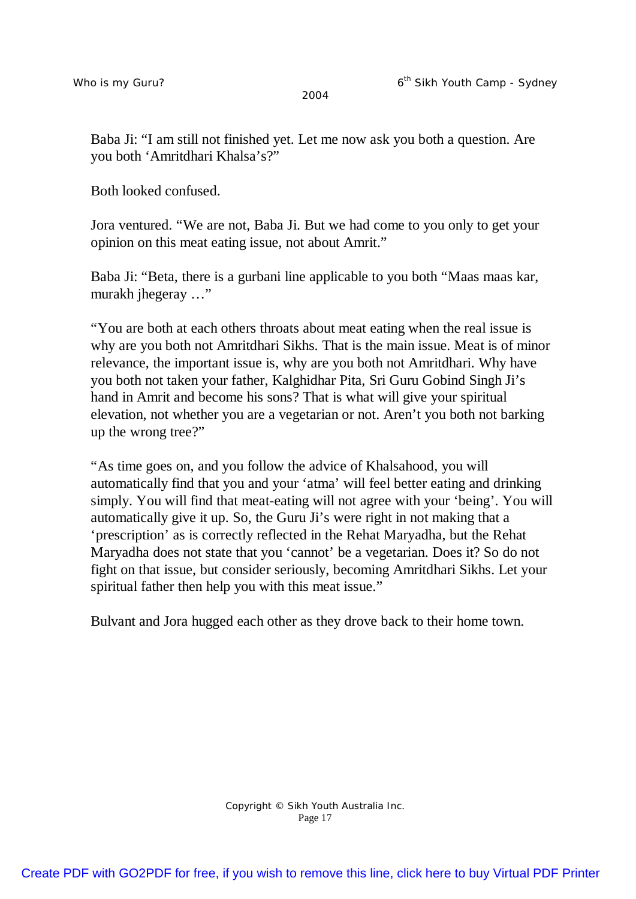Baba Ji: "I am still not finished yet. Let me now ask you both a question. Are you both 'Amritdhari Khalsa's?"

Both looked confused.

Jora ventured. "We are not, Baba Ji. But we had come to you only to get your opinion on this meat eating issue, not about Amrit."

Baba Ji: "Beta, there is a gurbani line applicable to you both "Maas maas kar, murakh jhegeray …"

"You are both at each others throats about meat eating when the real issue is why are you both not Amritdhari Sikhs. That is the main issue. Meat is of minor relevance, the important issue is, why are you both not Amritdhari. Why have you both not taken your father, Kalghidhar Pita, Sri Guru Gobind Singh Ji's hand in Amrit and become his sons? That is what will give your spiritual elevation, not whether you are a vegetarian or not. Aren't you both not barking up the wrong tree?"

"As time goes on, and you follow the advice of Khalsahood, you will automatically find that you and your 'atma' will feel better eating and drinking simply. You will find that meat-eating will not agree with your 'being'. You will automatically give it up. So, the Guru Ji's were right in not making that a 'prescription' as is correctly reflected in the Rehat Maryadha, but the Rehat Maryadha does not state that you 'cannot' be a vegetarian. Does it? So do not fight on that issue, but consider seriously, becoming Amritdhari Sikhs. Let your spiritual father then help you with this meat issue."

Bulvant and Jora hugged each other as they drove back to their home town.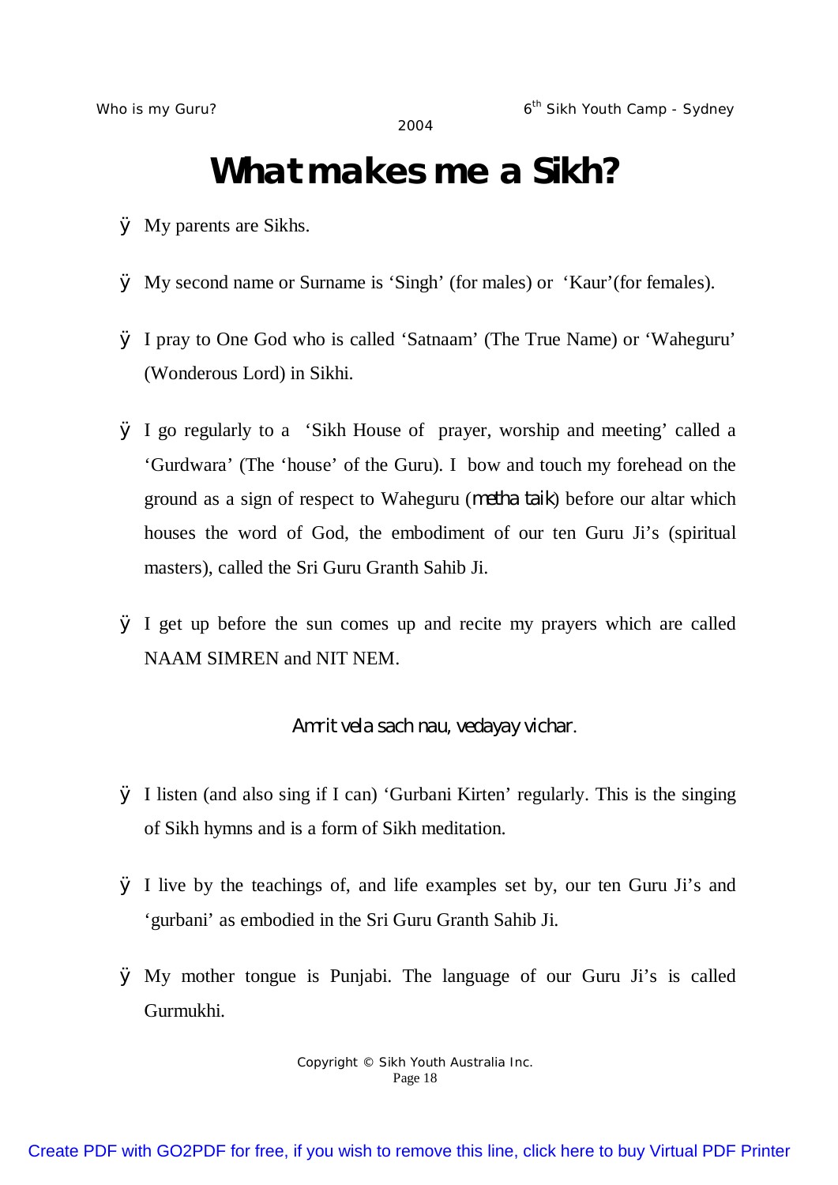# What makes me a Sikh?

- My parents are Sikhs.

- My second name or Surname is 'Singh' (for males) or 'Kaur'(for females).

- I pray to One God who is called 'Satnaam' (The True Name) or 'Waheguru' (Wonderous Lord) in Sikhi.

- I go regularly to a 'Sikh House of prayer, worship and meeting' called a 'Gurdwara' (The 'house' of the Guru). I bow and touch my forehead on the ground as a sign of respect to Waheguru (*metha taik*) before our altar which houses the word of God, the embodiment of our ten Guru Ji's (spiritual masters), called the Sri Guru Granth Sahib Ji.

- I get up before the sun comes up and recite my prayers which are called NAAM SIMREN and NIT NEM.

*Amrit vela sach nau, vedayay vichar.*

- I listen (and also sing if I can) 'Gurbani Kirten' regularly. This is the singing of Sikh hymns and is a form of Sikh meditation.

- I live by the teachings of, and life examples set by, our ten Guru Ji's and 'gurbani' as embodied in the Sri Guru Granth Sahib Ji.

- My mother tongue is Punjabi. The language of our Guru Ji's is called Gurmukhi.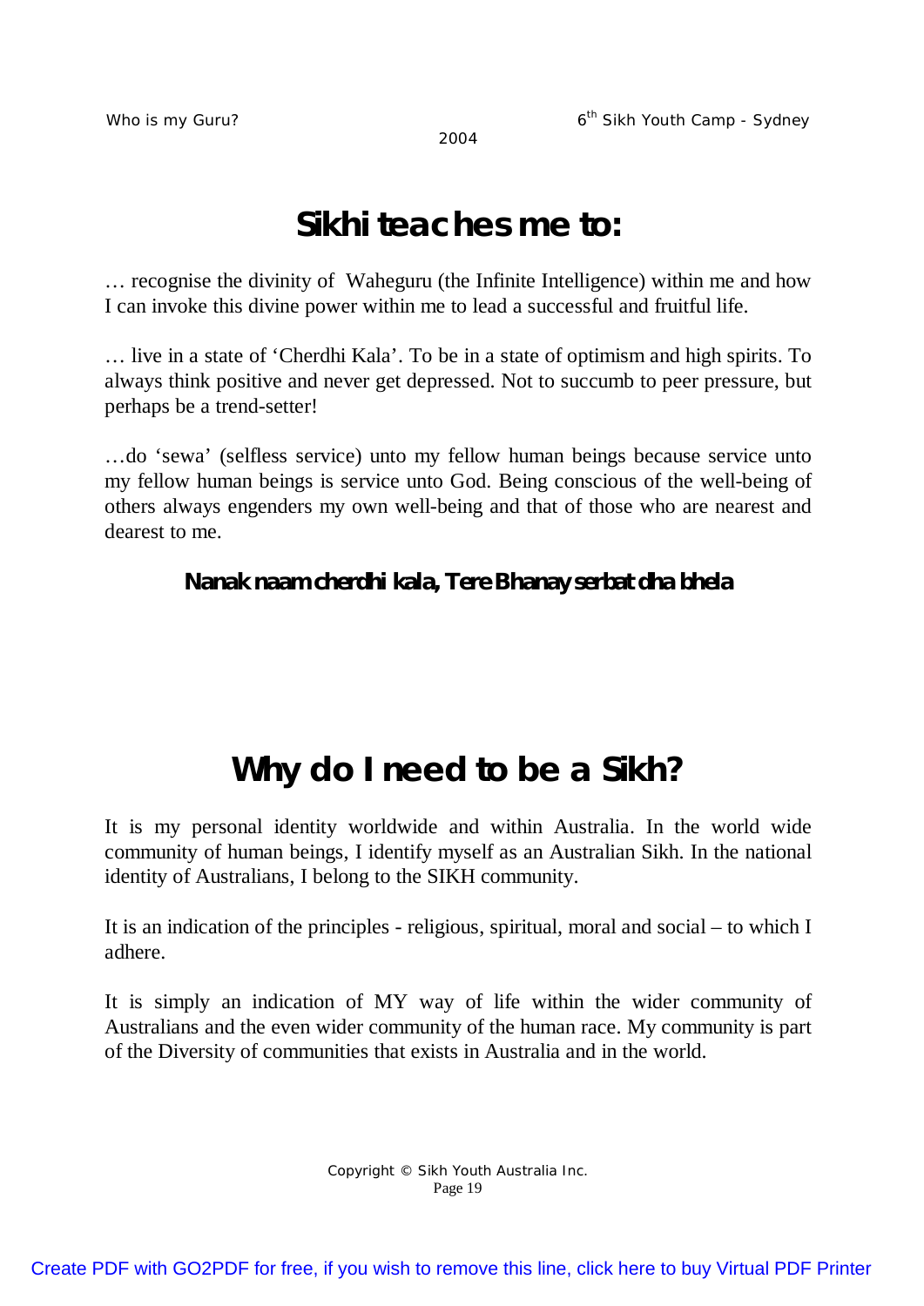# Sikhi teaches me to:

… recognise the divinity of Waheguru (the Infinite Intelligence) within me and how I can invoke this divine power within me to lead a successful and fruitful life.

… live in a state of 'Cherdhi Kala'. To be in a state of optimism and high spirits. To always think positive and never get depressed. Not to succumb to peer pressure, but perhaps be a trend-setter!

…do 'sewa' (selfless service) unto my fellow human beings because service unto my fellow human beings is service unto God. Being conscious of the well-being of others always engenders my own well-being and that of those who are nearest and dearest to me.

**Nanak naam cherdhi kala, Tere Bhanay serbat dha bhela**

# Why do I need to be a Sikh?

It is my personal identity worldwide and within Australia. In the world wide community of human beings, I identify myself as an Australian Sikh. In the national identity of Australians, I belong to the SIKH community.

It is an indication of the principles - religious, spiritual, moral and social – to which I adhere.

It is simply an indication of MY way of life within the wider community of Australians and the even wider community of the human race. My community is part of the Diversity of communities that exists in Australia and in the world.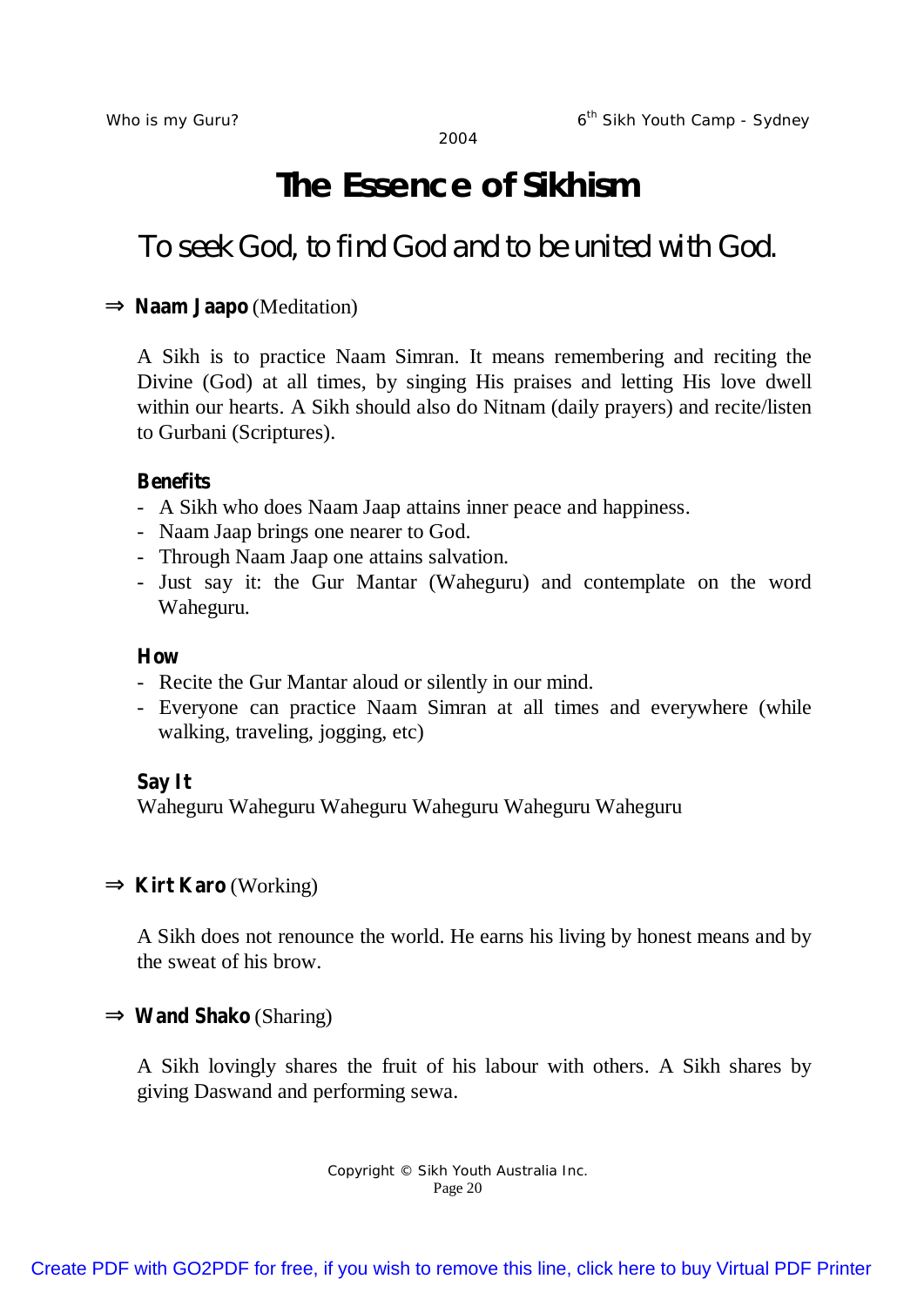# The Essence of Sikhism

## To seek God, to find God and to be united with God.

⇒ **Naam Jaapo** (Meditation)

A Sikh is to practice Naam Simran. It means remembering and reciting the Divine (God) at all times, by singing His praises and letting His love dwell within our hearts. A Sikh should also do Nitnam (daily prayers) and recite/listen to Gurbani (Scriptures).

**Benefits**

- A Sikh who does Naam Jaap attains inner peace and happiness.
- Naam Jaap brings one nearer to God.
- Through Naam Jaap one attains salvation.
- Just say it: the Gur Mantar (Waheguru) and contemplate on the word Waheguru.

**How**

- Recite the Gur Mantar aloud or silently in our mind.
- Everyone can practice Naam Simran at all times and everywhere (while walking, traveling, jogging, etc)

**Say It**

Waheguru Waheguru Waheguru Waheguru Waheguru Waheguru

⇒ **Kirt Karo** (Working)

A Sikh does not renounce the world. He earns his living by honest means and by the sweat of his brow.

⇒ **Wand Shako** (Sharing)

A Sikh lovingly shares the fruit of his labour with others. A Sikh shares by giving Daswand and performing sewa.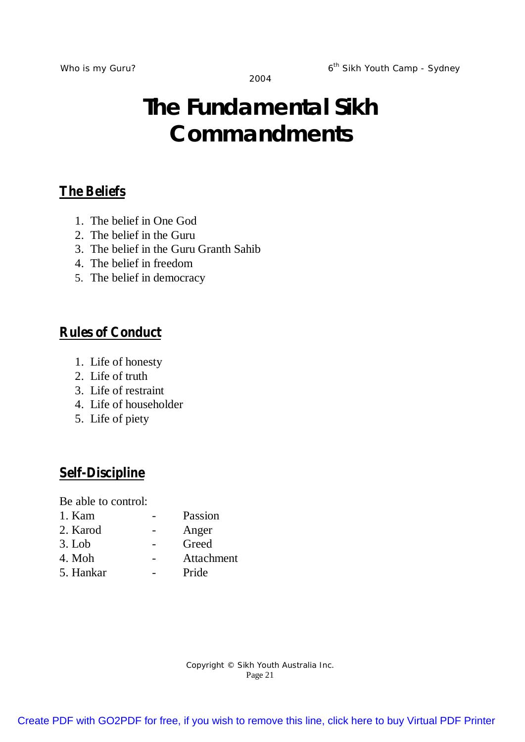# The Fundamental Sikh Commandments

## The Beliefs

1. The belief in One God
2. The belief in the Guru
3. The belief in the Guru Granth Sahib
4. The belief in freedom
5. The belief in democracy

## Rules of Conduct

1. Life of honesty
2. Life of truth
3. Life of restraint
4. Life of householder
5. Life of piety

## Self-Discipline

Be able to control:

1. Kam - Passion
2. Karod - Anger
3. Lob - Greed
4. Moh - Attachment
5. Hankar - Pride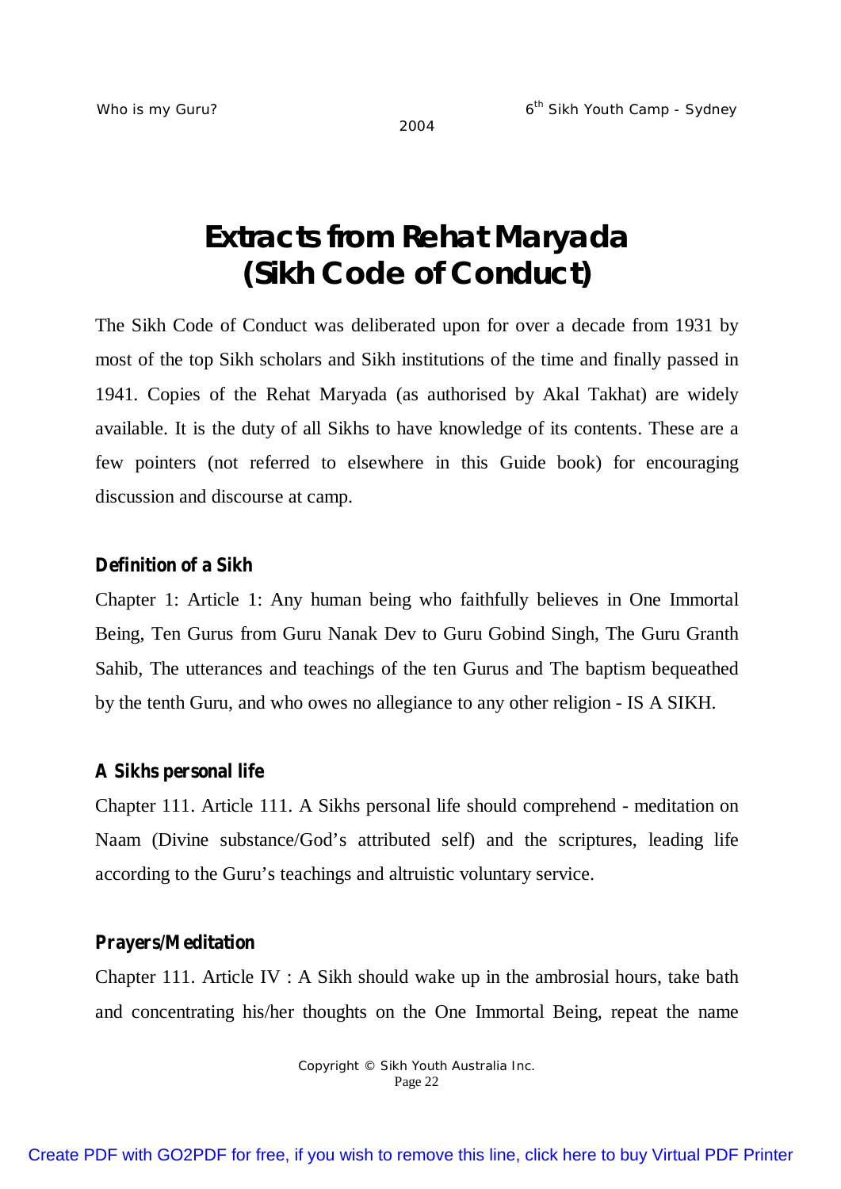# Extracts from Rehat Maryada (Sikh Code of Conduct)

The Sikh Code of Conduct was deliberated upon for over a decade from 1931 by most of the top Sikh scholars and Sikh institutions of the time and finally passed in 1941. Copies of the Rehat Maryada (as authorised by Akal Takhat) are widely available. It is the duty of all Sikhs to have knowledge of its contents. These are a few pointers (not referred to elsewhere in this Guide book) for encouraging discussion and discourse at camp.

### Definition of a Sikh

Chapter 1: Article 1: Any human being who faithfully believes in One Immortal Being, Ten Gurus from Guru Nanak Dev to Guru Gobind Singh, The Guru Granth Sahib, The utterances and teachings of the ten Gurus and The baptism bequeathed by the tenth Guru, and who owes no allegiance to any other religion - IS A SIKH.

### A Sikhs personal life

Chapter 111. Article 111. A Sikhs personal life should comprehend - meditation on Naam (Divine substance/God's attributed self) and the scriptures, leading life according to the Guru's teachings and altruistic voluntary service.

### Prayers/Meditation

Chapter 111. Article IV : A Sikh should wake up in the ambrosial hours, take bath and concentrating his/her thoughts on the One Immortal Being, repeat the name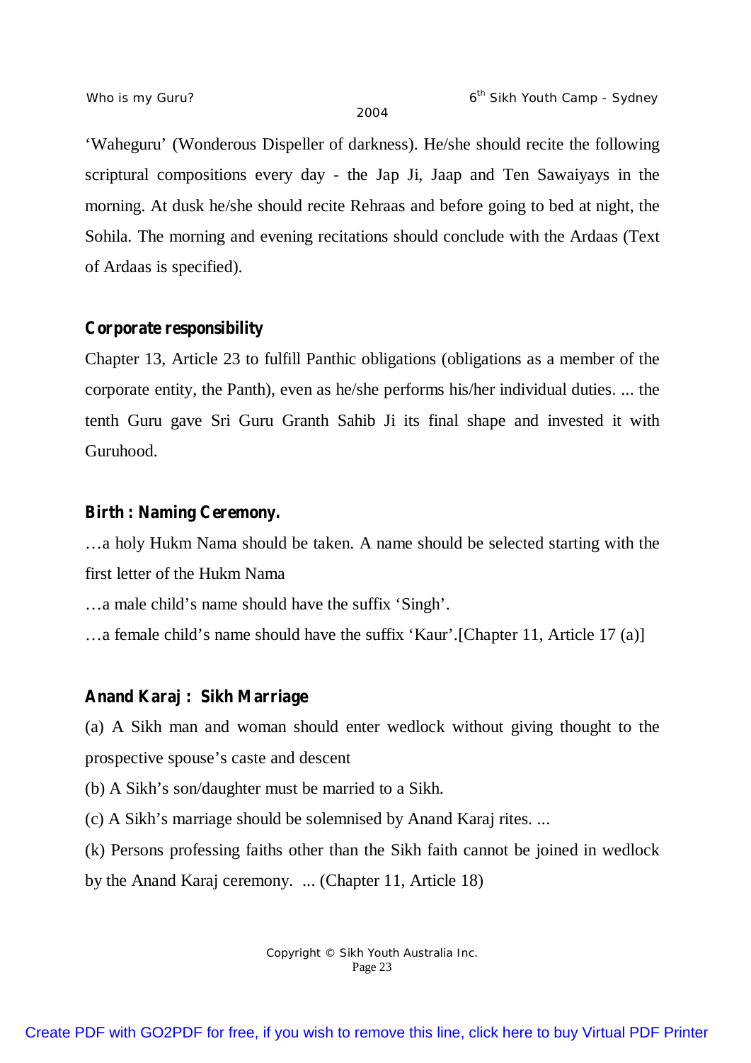'Waheguru' (Wonderous Dispeller of darkness). He/she should recite the following scriptural compositions every day - the Jap Ji, Jaap and Ten Sawaiyays in the morning. At dusk he/she should recite Rehraas and before going to bed at night, the Sohila. The morning and evening recitations should conclude with the Ardaas (Text of Ardaas is specified).

**Corporate responsibility**

Chapter 13, Article 23 to fulfill Panthic obligations (obligations as a member of the corporate entity, the Panth), even as he/she performs his/her individual duties. ... the tenth Guru gave Sri Guru Granth Sahib Ji its final shape and invested it with Guruhood.

**Birth : Naming Ceremony.**

…a holy Hukm Nama should be taken. A name should be selected starting with the first letter of the Hukm Nama

…a male child's name should have the suffix 'Singh'.

…a female child's name should have the suffix 'Kaur'.[Chapter 11, Article 17 (a)]

**Anand Karaj : Sikh Marriage**

(a) A Sikh man and woman should enter wedlock without giving thought to the prospective spouse's caste and descent

(b) A Sikh's son/daughter must be married to a Sikh.

(c) A Sikh's marriage should be solemnised by Anand Karaj rites. ...

(k) Persons professing faiths other than the Sikh faith cannot be joined in wedlock by the Anand Karaj ceremony. ... (Chapter 11, Article 18)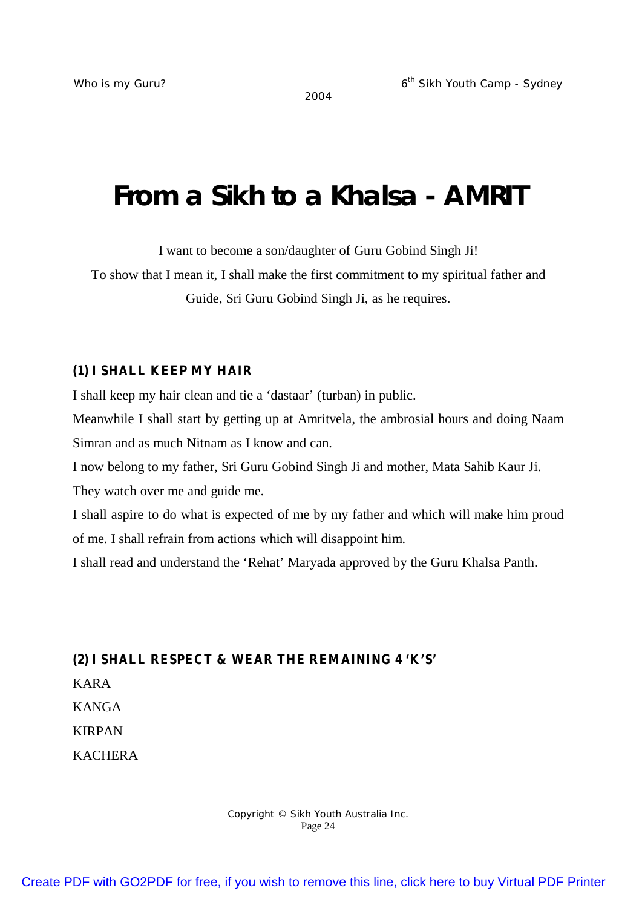# From a Sikh to a Khalsa - AMRIT

I want to become a son/daughter of Guru Gobind Singh Ji!
To show that I mean it, I shall make the first commitment to my spiritual father and Guide, Sri Guru Gobind Singh Ji, as he requires.

**(1) I SHALL KEEP MY HAIR**

I shall keep my hair clean and tie a 'dastaar' (turban) in public.

Meanwhile I shall start by getting up at Amritvela, the ambrosial hours and doing Naam Simran and as much Nitnam as I know and can.

I now belong to my father, Sri Guru Gobind Singh Ji and mother, Mata Sahib Kaur Ji. They watch over me and guide me.

I shall aspire to do what is expected of me by my father and which will make him proud of me. I shall refrain from actions which will disappoint him.

I shall read and understand the 'Rehat' Maryada approved by the Guru Khalsa Panth.

**(2) I SHALL RESPECT & WEAR THE REMAINING 4 'K'S'**

KARA
KANGA
KIRPAN
KACHERA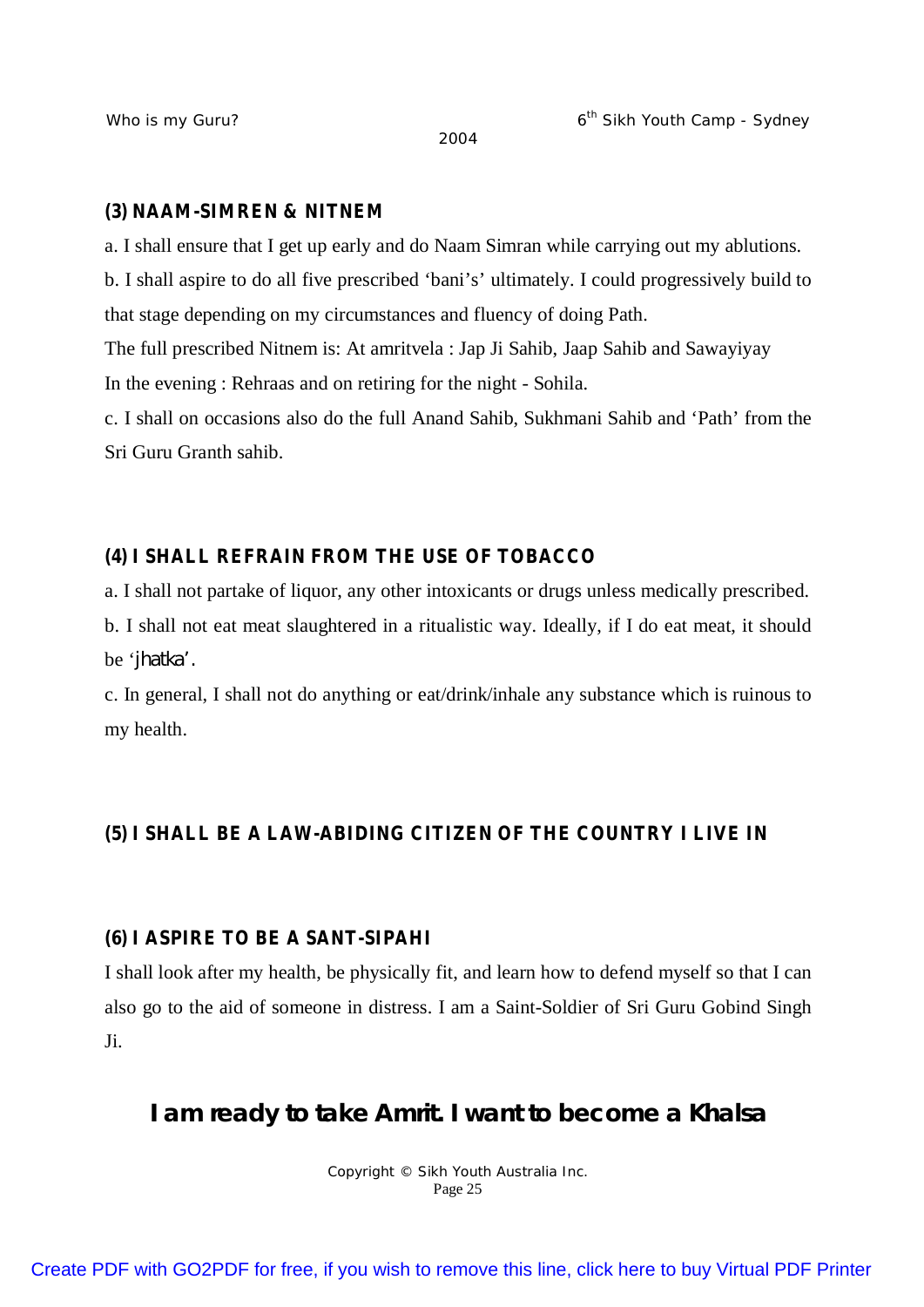### (3) NAAM-SIMREN & NITNEM

a. I shall ensure that I get up early and do Naam Simran while carrying out my ablutions.

b. I shall aspire to do all five prescribed 'bani's' ultimately. I could progressively build to that stage depending on my circumstances and fluency of doing Path.

The full prescribed Nitnem is: At amritvela : Jap Ji Sahib, Jaap Sahib and Sawayiyay

In the evening : Rehraas and on retiring for the night - Sohila.

c. I shall on occasions also do the full Anand Sahib, Sukhmani Sahib and 'Path' from the Sri Guru Granth sahib.

### (4) I SHALL REFRAIN FROM THE USE OF TOBACCO

a. I shall not partake of liquor, any other intoxicants or drugs unless medically prescribed.

b. I shall not eat meat slaughtered in a ritualistic way. Ideally, if I do eat meat, it should be '*jhatka*'.

c. In general, I shall not do anything or eat/drink/inhale any substance which is ruinous to my health.

### (5) I SHALL BE A LAW-ABIDING CITIZEN OF THE COUNTRY I LIVE IN

### (6) I ASPIRE TO BE A SANT-SIPAHI

I shall look after my health, be physically fit, and learn how to defend myself so that I can also go to the aid of someone in distress. I am a Saint-Soldier of Sri Guru Gobind Singh Ji.

## I am ready to take Amrit. I want to become a Khalsa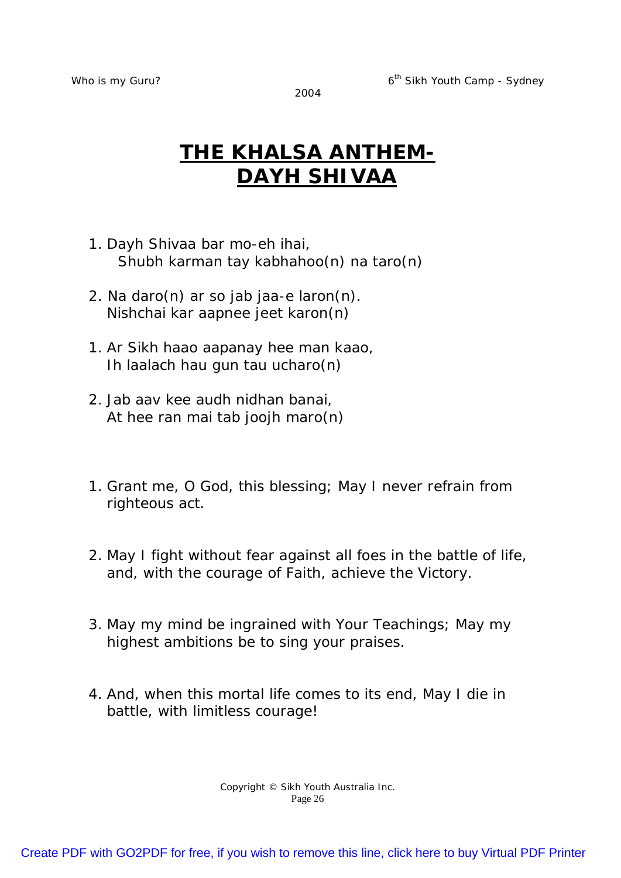# THE KHALSA ANTHEM- DAYH SHIVAA

1. Dayh Shivaa bar mo-eh ihai,
   Shubh karman tay kabhahoo(n) na taro(n)

2. Na daro(n) ar so jab jaa-e laron(n).
   Nishchai kar aapnee jeet karon(n)

1. Ar Sikh haao aapanay hee man kaao,
   Ih laalach hau gun tau ucharo(n)

2. Jab aav kee audh nidhan banai,
   At hee ran mai tab joojh maro(n)

1. Grant me, O God, this blessing; May I never refrain from righteous act.

2. May I fight without fear against all foes in the battle of life, and, with the courage of Faith, achieve the Victory.

3. May my mind be ingrained with Your Teachings; May my highest ambitions be to sing your praises.

4. And, when this mortal life comes to its end, May I die in battle, with limitless courage!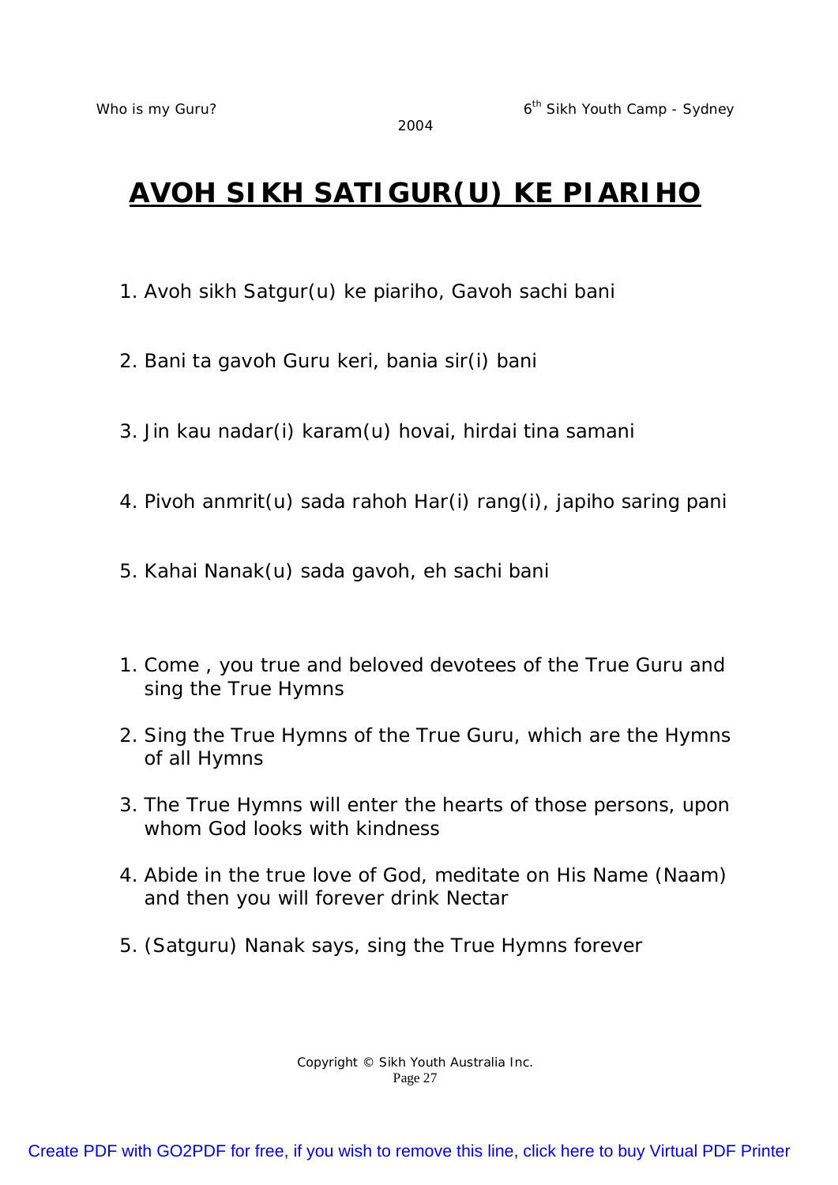# AVOH SIKH SATIGUR(U) KE PIARIHO

1. Avoh sikh Satgur(u) ke piariho, Gavoh sachi bani
2. Bani ta gavoh Guru keri, bania sir(i) bani
3. Jin kau nadar(i) karam(u) hovai, hirdai tina samani
4. Pivoh anmrit(u) sada rahoh Har(i) rang(i), japiho saring pani
5. Kahai Nanak(u) sada gavoh, eh sachi bani

1. Come , you true and beloved devotees of the True Guru and sing the True Hymns
2. Sing the True Hymns of the True Guru, which are the Hymns of all Hymns
3. The True Hymns will enter the hearts of those persons, upon whom God looks with kindness
4. Abide in the true love of God, meditate on His Name (Naam) and then you will forever drink Nectar
5. (Satguru) Nanak says, sing the True Hymns forever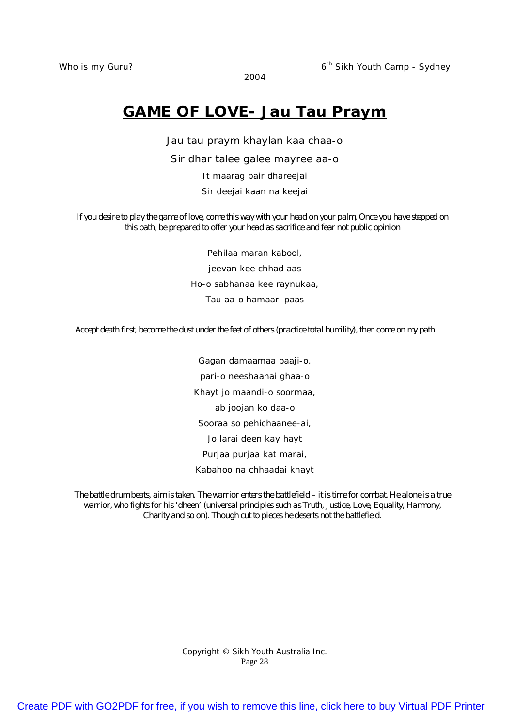# GAME OF LOVE- Jau Tau Praym

Jau tau praym khaylan kaa chaa-o

Sir dhar talee galee mayree aa-o

It maarag pair dhareejai

Sir deejai kaan na keejai

*If you desire to play the game of love, come this way with your head on your palm, Once you have stepped on this path, be prepared to offer your head as sacrifice and fear not public opinion*

Pehilaa maran kabool,

jeevan kee chhad aas

Ho-o sabhanaa kee raynukaa,

Tau aa-o hamaari paas

*Accept death first, become the dust under the feet of others (practice total humility), then come on my path*

Gagan damaamaa baaji-o,

pari-o neeshaanai ghaa-o

Khayt jo maandi-o soormaa,

ab joojan ko daa-o

Sooraa so pehichaanee-ai,

Jo larai deen kay hayt

Purjaa purjaa kat marai,

Kabahoo na chhaadai khayt

*The battle drum beats, aim is taken. The warrior enters the battlefield – it is time for combat. He alone is a true warrior, who fights for his 'dheen' (universal principles such as Truth, Justice, Love, Equality, Harmony, Charity and so on). Though cut to pieces he deserts not the battlefield.*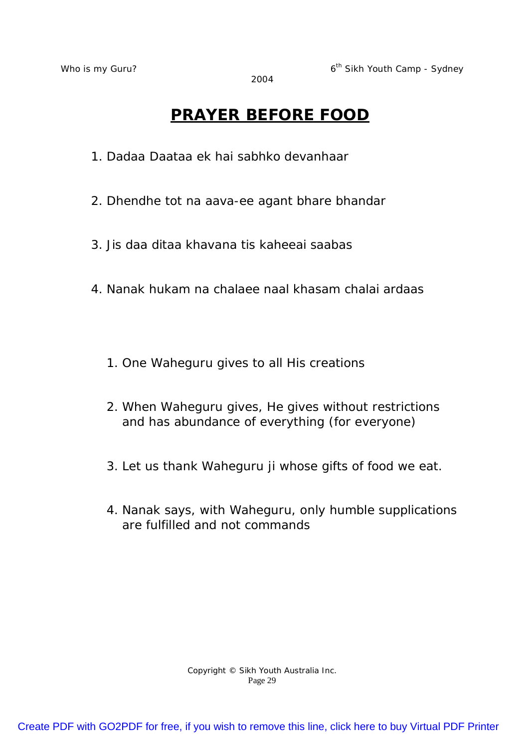# PRAYER BEFORE FOOD

1. Dadaa Daataa ek hai sabhko devanhaar
2. Dhendhe tot na aava-ee agant bhare bhandar
3. Jis daa ditaa khavana tis kaheeai saabas
4. Nanak hukam na chalaee naal khasam chalai ardaas

1. One Waheguru gives to all His creations
2. When Waheguru gives, He gives without restrictions and has abundance of everything (for everyone)
3. Let us thank Waheguru ji whose gifts of food we eat.
4. Nanak says, with Waheguru, only humble supplications are fulfilled and not commands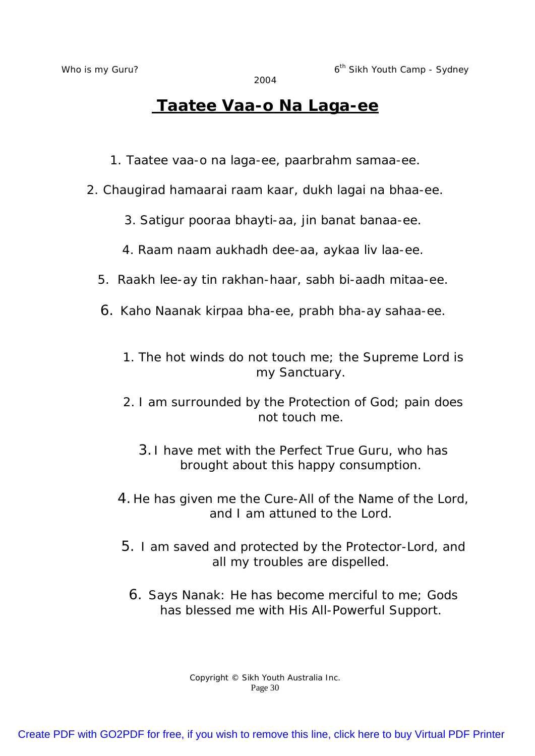# Taatee Vaa-o Na Laga-ee

1. Taatee vaa-o na laga-ee, paarbrahm samaa-ee.
2. Chaugirad hamaarai raam kaar, dukh lagai na bhaa-ee.
3. Satigur pooraa bhayti-aa, jin banat banaa-ee.
4. Raam naam aukhadh dee-aa, aykaa liv laa-ee.
5. Raakh lee-ay tin rakhan-haar, sabh bi-aadh mitaa-ee.
6. Kaho Naanak kirpaa bha-ee, prabh bha-ay sahaa-ee.

1. The hot winds do not touch me; the Supreme Lord is my Sanctuary.
2. I am surrounded by the Protection of God; pain does not touch me.
3. I have met with the Perfect True Guru, who has brought about this happy consumption.
4. He has given me the Cure-All of the Name of the Lord, and I am attuned to the Lord.
5. I am saved and protected by the Protector-Lord, and all my troubles are dispelled.
6. Says Nanak: He has become merciful to me; Gods has blessed me with His All-Powerful Support.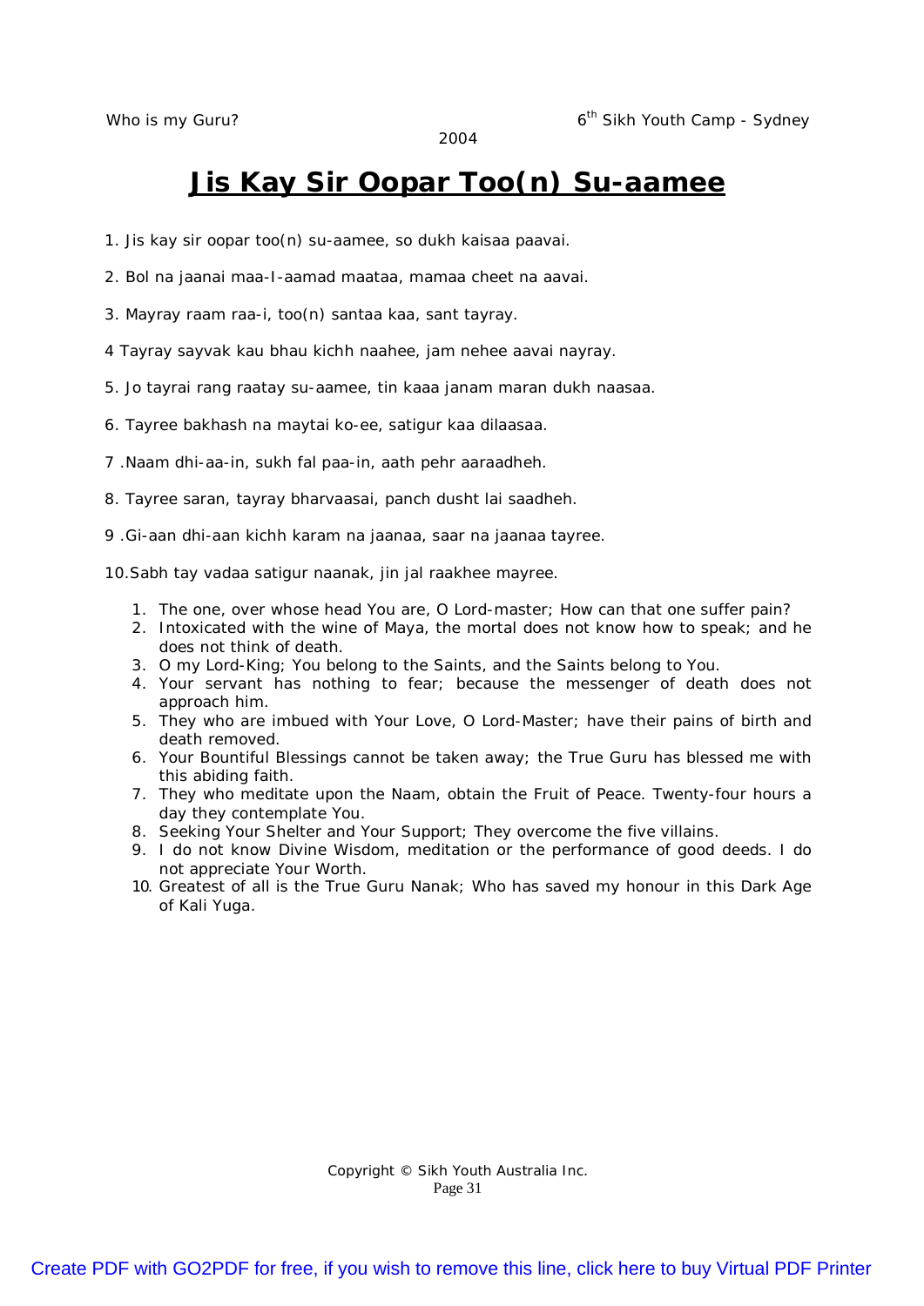# Jis Kay Sir Oopar Too(n) Su-aamee

1. Jis kay sir oopar too(n) su-aamee, so dukh kaisaa paavai.

2. Bol na jaanai maa-I-aamad maataa, mamaa cheet na aavai.

3. Mayray raam raa-i, too(n) santaa kaa, sant tayray.

4 Tayray sayvak kau bhau kichh naahee, jam nehee aavai nayray.

5. Jo tayrai rang raatay su-aamee, tin kaaa janam maran dukh naasaa.

6. Tayree bakhash na maytai ko-ee, satigur kaa dilaasaa.

7 .Naam dhi-aa-in, sukh fal paa-in, aath pehr aaraadheh.

8. Tayree saran, tayray bharvaasai, panch dusht lai saadheh.

9 .Gi-aan dhi-aan kichh karam na jaanaa, saar na jaanaa tayree.

10.Sabh tay vadaa satigur naanak, jin jal raakhee mayree.

1. The one, over whose head You are, O Lord-master; How can that one suffer pain?
2. Intoxicated with the wine of Maya, the mortal does not know how to speak; and he does not think of death.
3. O my Lord-King; You belong to the Saints, and the Saints belong to You.
4. Your servant has nothing to fear; because the messenger of death does not approach him.
5. They who are imbued with Your Love, O Lord-Master; have their pains of birth and death removed.
6. Your Bountiful Blessings cannot be taken away; the True Guru has blessed me with this abiding faith.
7. They who meditate upon the Naam, obtain the Fruit of Peace. Twenty-four hours a day they contemplate You.
8. Seeking Your Shelter and Your Support; They overcome the five villains.
9. I do not know Divine Wisdom, meditation or the performance of good deeds. I do not appreciate Your Worth.
10. Greatest of all is the True Guru Nanak; Who has saved my honour in this Dark Age of Kali Yuga.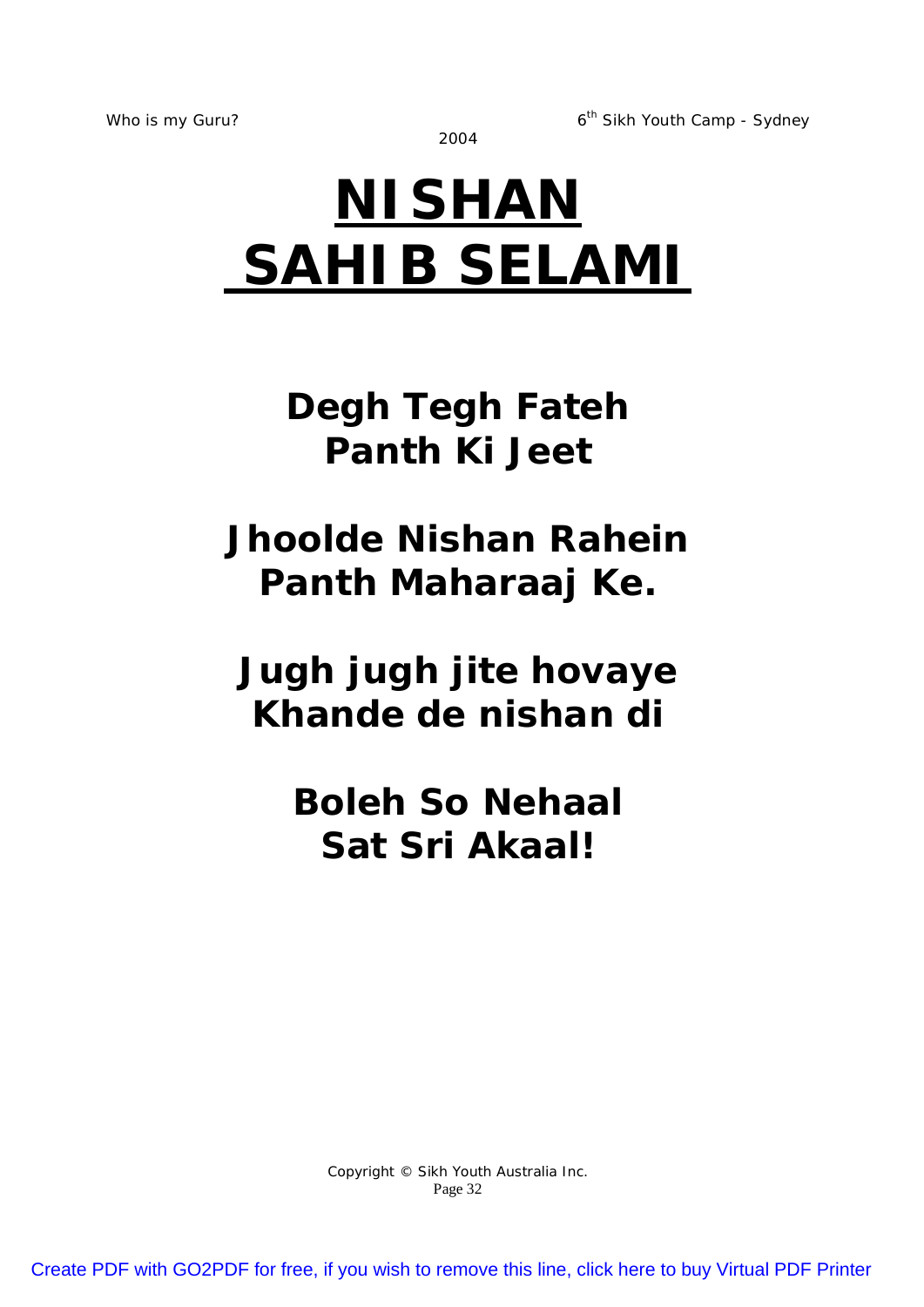# NISHAN SAHIB SELAMI

**Degh Tegh Fateh**
**Panth Ki Jeet**

**Jhoolde Nishan Rahein**
**Panth Maharaaj Ke.**

**Jugh jugh jite hovaye**
**Khande de nishan di**

**Boleh So Nehaal**
**Sat Sri Akaal!**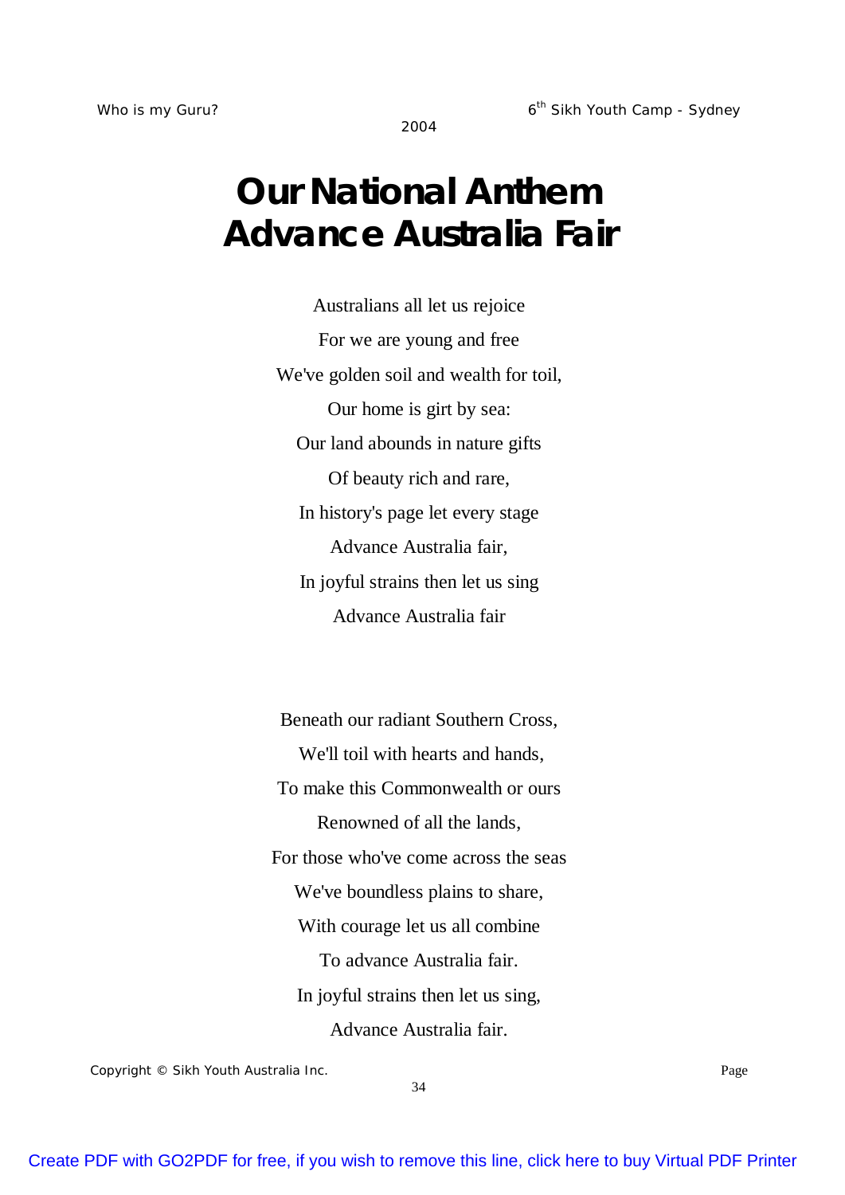# Our National Anthem Advance Australia Fair

Australians all let us rejoice

For we are young and free

We've golden soil and wealth for toil,

Our home is girt by sea:

Our land abounds in nature gifts

Of beauty rich and rare,

In history's page let every stage

Advance Australia fair,

In joyful strains then let us sing

Advance Australia fair

Beneath our radiant Southern Cross,

We'll toil with hearts and hands,

To make this Commonwealth or ours

Renowned of all the lands,

For those who've come across the seas

We've boundless plains to share,

With courage let us all combine

To advance Australia fair.

In joyful strains then let us sing,

Advance Australia fair.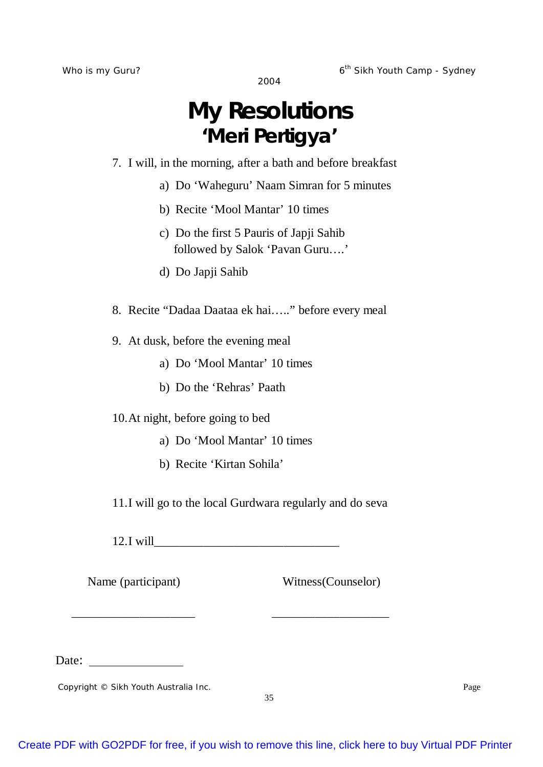# My Resolutions
## 'Meri Pertigya'

7. I will, in the morning, after a bath and before breakfast
    a) Do 'Waheguru' Naam Simran for 5 minutes
    b) Recite 'Mool Mantar' 10 times
    c) Do the first 5 Pauris of Japji Sahib followed by Salok 'Pavan Guru….'
    d) Do Japji Sahib

8. Recite "Dadaa Daataa ek hai….." before every meal

9. At dusk, before the evening meal
    a) Do 'Mool Mantar' 10 times
    b) Do the 'Rehras' Paath

10. At night, before going to bed
    a) Do 'Mool Mantar' 10 times
    b) Recite 'Kirtan Sohila'

11. I will go to the local Gurdwara regularly and do seva

12. I will______________________________

Name (participant)    Witness(Counselor)

____________________    ____________________

Date: _______________

Copyright © Sikh Youth Australia Inc.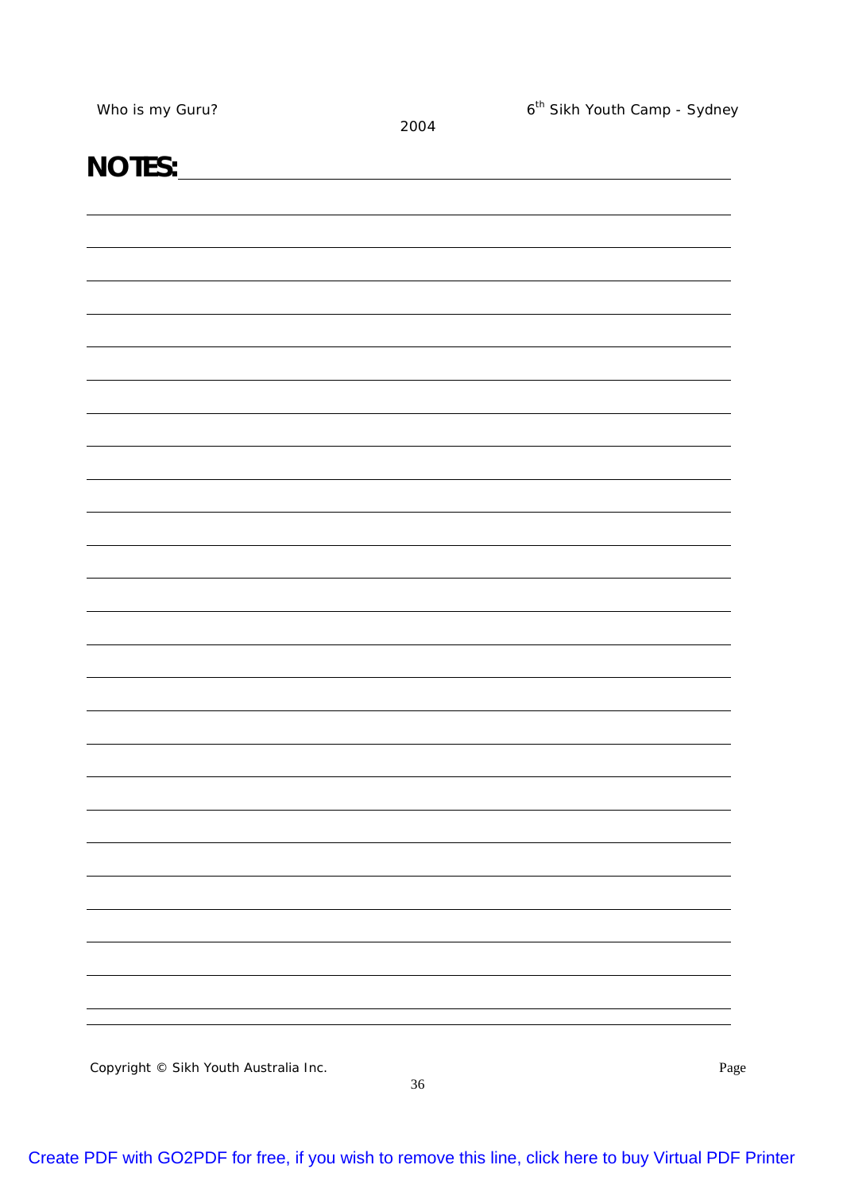# NOTES: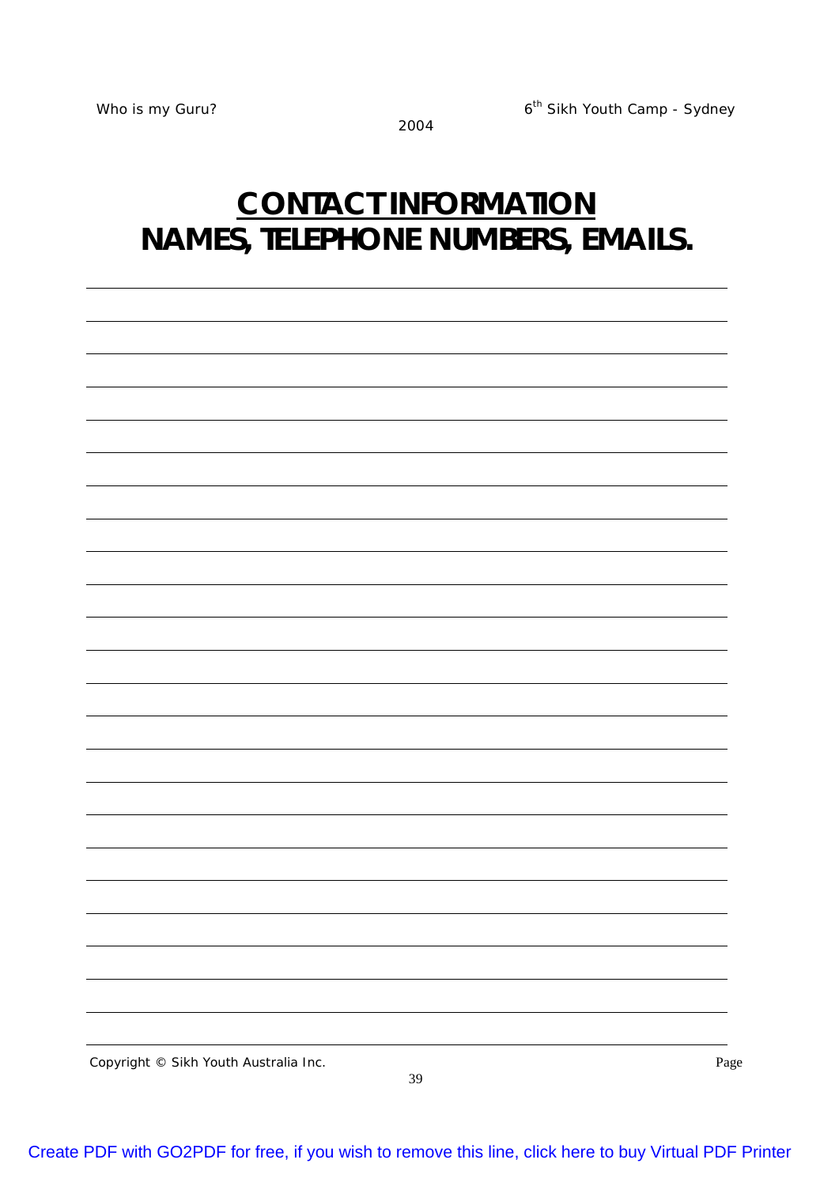# CONTACT INFORMATION

# NAMES, TELEPHONE NUMBERS, EMAILS.